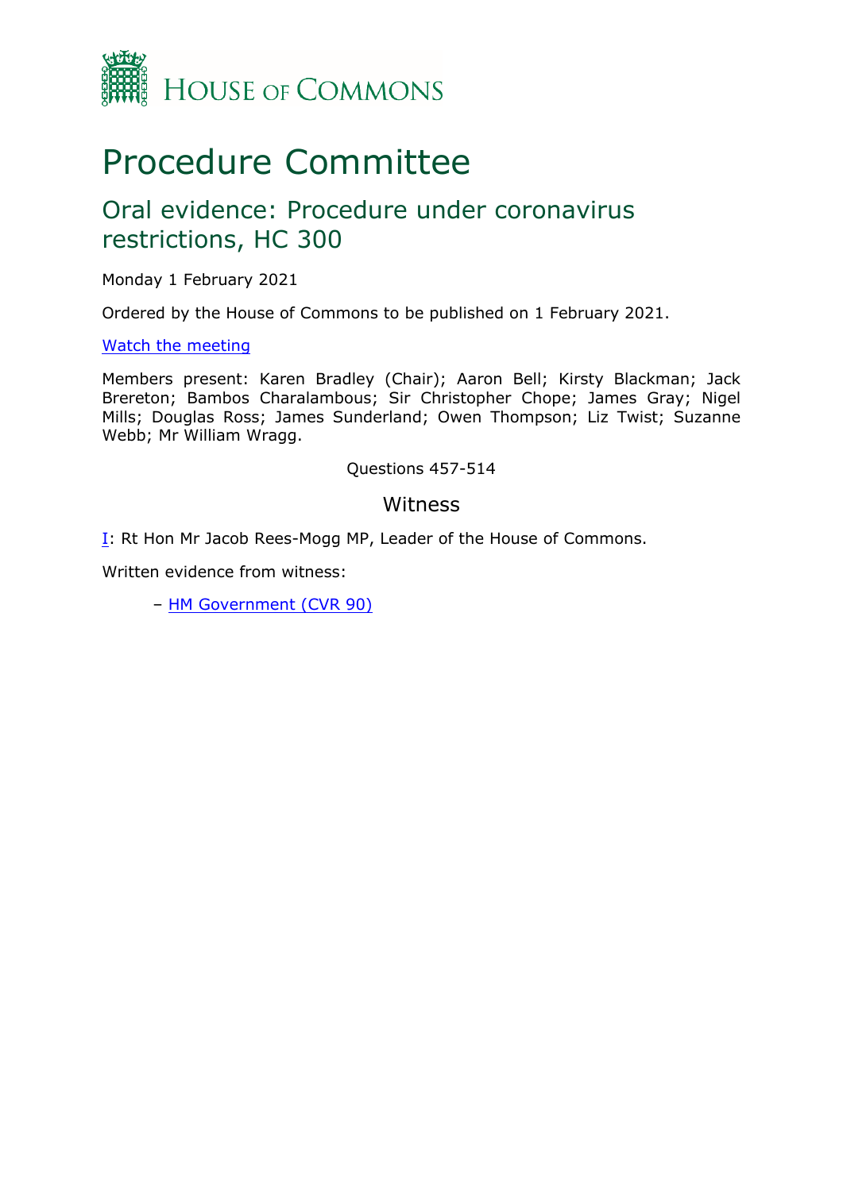HOUSE OF COMMONS

# Procedure Committee

## Oral evidence: Procedure under coronavirus restrictions, HC 300

Monday 1 February 2021

Ordered by the House of Commons to be published on 1 February 2021.

[Watch the meeting]

Members present: Karen Bradley (Chair); Aaron Bell; Kirsty Blackman; Jack Brereton; Bambos Charalambous; Sir Christopher Chope; James Gray; Nigel Mills; Douglas Ross; James Sunderland; Owen Thompson; Liz Twist; Suzanne Webb; Mr William Wragg.

Questions 457-514

## Witness

I: Rt Hon Mr Jacob Rees-Mogg MP, Leader of the House of Commons.

Written evidence from witness:

– HM Government (CVR 90)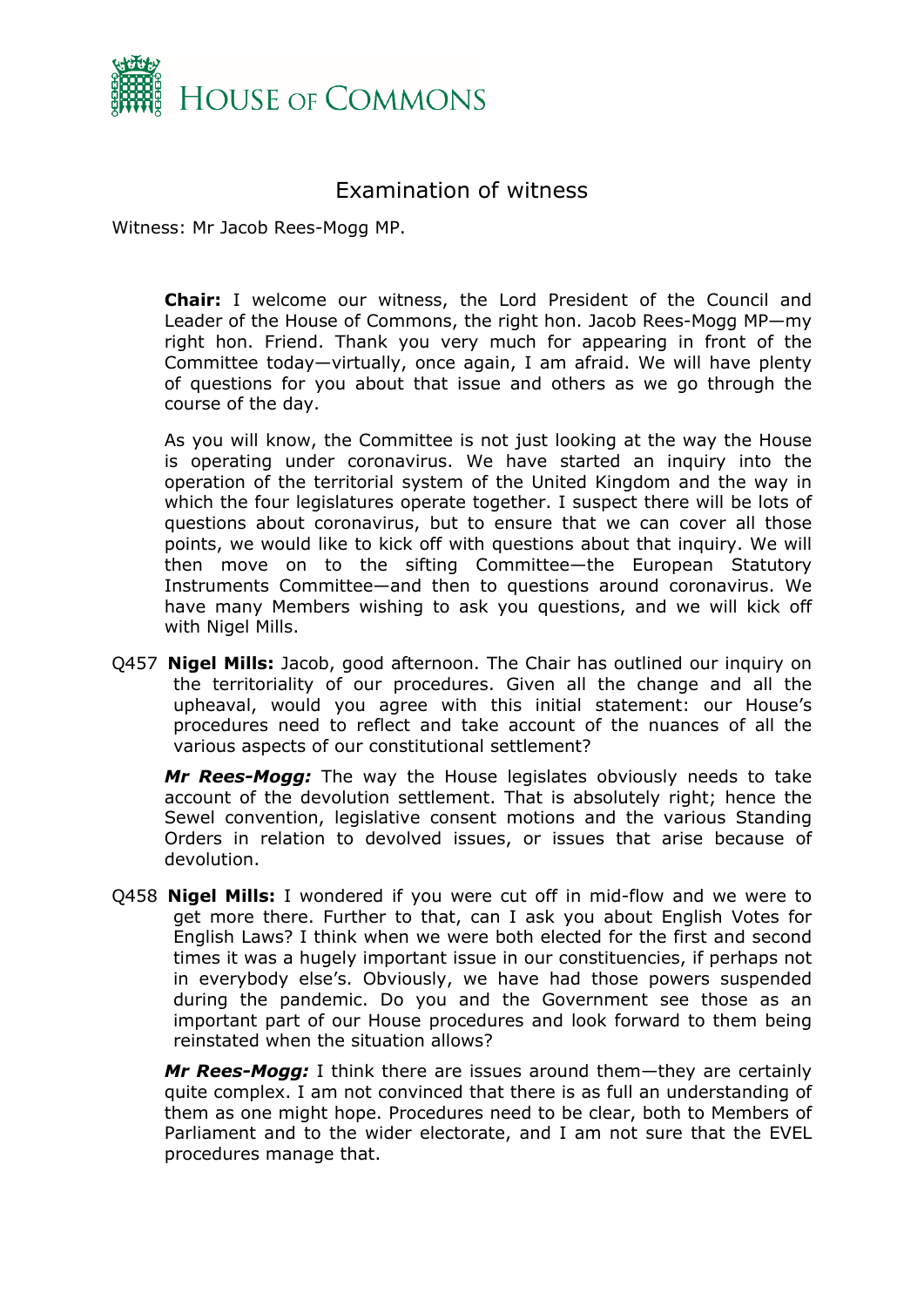# Examination of witness

Witness: Mr Jacob Rees-Mogg MP.

**Chair:** I welcome our witness, the Lord President of the Council and Leader of the House of Commons, the right hon. Jacob Rees-Mogg MP—my right hon. Friend. Thank you very much for appearing in front of the Committee today—virtually, once again, I am afraid. We will have plenty of questions for you about that issue and others as we go through the course of the day.

As you will know, the Committee is not just looking at the way the House is operating under coronavirus. We have started an inquiry into the operation of the territorial system of the United Kingdom and the way in which the four legislatures operate together. I suspect there will be lots of questions about coronavirus, but to ensure that we can cover all those points, we would like to kick off with questions about that inquiry. We will then move on to the sifting Committee—the European Statutory Instruments Committee—and then to questions around coronavirus. We have many Members wishing to ask you questions, and we will kick off with Nigel Mills.

Q457 **Nigel Mills:** Jacob, good afternoon. The Chair has outlined our inquiry on the territoriality of our procedures. Given all the change and all the upheaval, would you agree with this initial statement: our House's procedures need to reflect and take account of the nuances of all the various aspects of our constitutional settlement?

***Mr Rees-Mogg:*** The way the House legislates obviously needs to take account of the devolution settlement. That is absolutely right; hence the Sewel convention, legislative consent motions and the various Standing Orders in relation to devolved issues, or issues that arise because of devolution.

Q458 **Nigel Mills:** I wondered if you were cut off in mid-flow and we were to get more there. Further to that, can I ask you about English Votes for English Laws? I think when we were both elected for the first and second times it was a hugely important issue in our constituencies, if perhaps not in everybody else's. Obviously, we have had those powers suspended during the pandemic. Do you and the Government see those as an important part of our House procedures and look forward to them being reinstated when the situation allows?

***Mr Rees-Mogg:*** I think there are issues around them—they are certainly quite complex. I am not convinced that there is as full an understanding of them as one might hope. Procedures need to be clear, both to Members of Parliament and to the wider electorate, and I am not sure that the EVEL procedures manage that.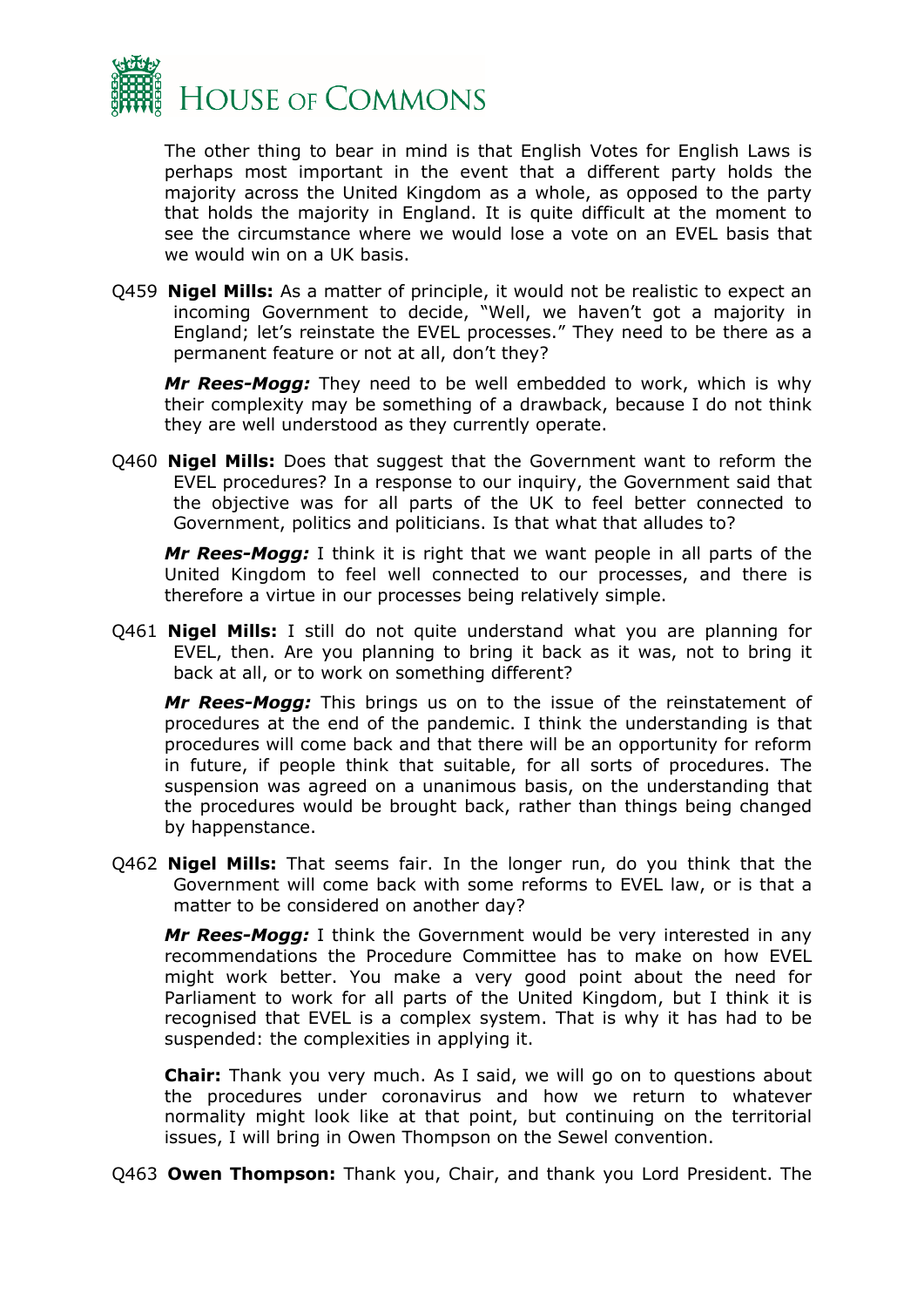The other thing to bear in mind is that English Votes for English Laws is perhaps most important in the event that a different party holds the majority across the United Kingdom as a whole, as opposed to the party that holds the majority in England. It is quite difficult at the moment to see the circumstance where we would lose a vote on an EVEL basis that we would win on a UK basis.

Q459 **Nigel Mills:** As a matter of principle, it would not be realistic to expect an incoming Government to decide, "Well, we haven't got a majority in England; let's reinstate the EVEL processes." They need to be there as a permanent feature or not at all, don't they?

***Mr Rees-Mogg:*** They need to be well embedded to work, which is why their complexity may be something of a drawback, because I do not think they are well understood as they currently operate.

Q460 **Nigel Mills:** Does that suggest that the Government want to reform the EVEL procedures? In a response to our inquiry, the Government said that the objective was for all parts of the UK to feel better connected to Government, politics and politicians. Is that what that alludes to?

***Mr Rees-Mogg:*** I think it is right that we want people in all parts of the United Kingdom to feel well connected to our processes, and there is therefore a virtue in our processes being relatively simple.

Q461 **Nigel Mills:** I still do not quite understand what you are planning for EVEL, then. Are you planning to bring it back as it was, not to bring it back at all, or to work on something different?

***Mr Rees-Mogg:*** This brings us on to the issue of the reinstatement of procedures at the end of the pandemic. I think the understanding is that procedures will come back and that there will be an opportunity for reform in future, if people think that suitable, for all sorts of procedures. The suspension was agreed on a unanimous basis, on the understanding that the procedures would be brought back, rather than things being changed by happenstance.

Q462 **Nigel Mills:** That seems fair. In the longer run, do you think that the Government will come back with some reforms to EVEL law, or is that a matter to be considered on another day?

***Mr Rees-Mogg:*** I think the Government would be very interested in any recommendations the Procedure Committee has to make on how EVEL might work better. You make a very good point about the need for Parliament to work for all parts of the United Kingdom, but I think it is recognised that EVEL is a complex system. That is why it has had to be suspended: the complexities in applying it.

**Chair:** Thank you very much. As I said, we will go on to questions about the procedures under coronavirus and how we return to whatever normality might look like at that point, but continuing on the territorial issues, I will bring in Owen Thompson on the Sewel convention.

Q463 **Owen Thompson:** Thank you, Chair, and thank you Lord President. The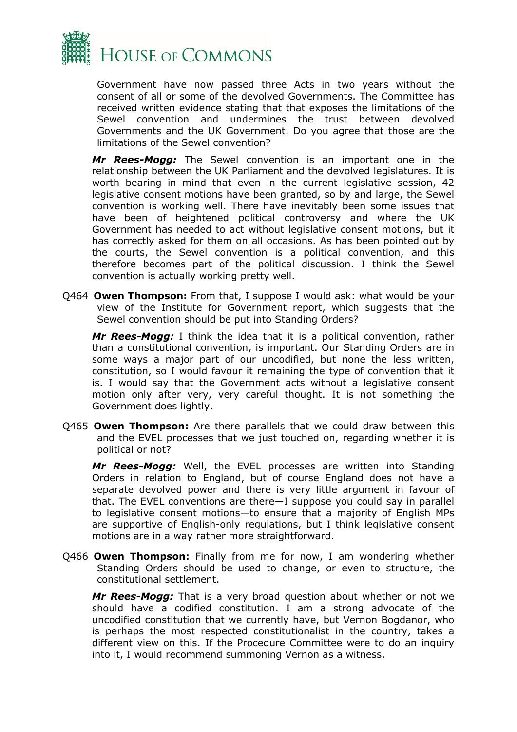Government have now passed three Acts in two years without the consent of all or some of the devolved Governments. The Committee has received written evidence stating that that exposes the limitations of the Sewel convention and undermines the trust between devolved Governments and the UK Government. Do you agree that those are the limitations of the Sewel convention?

***Mr Rees-Mogg:*** The Sewel convention is an important one in the relationship between the UK Parliament and the devolved legislatures. It is worth bearing in mind that even in the current legislative session, 42 legislative consent motions have been granted, so by and large, the Sewel convention is working well. There have inevitably been some issues that have been of heightened political controversy and where the UK Government has needed to act without legislative consent motions, but it has correctly asked for them on all occasions. As has been pointed out by the courts, the Sewel convention is a political convention, and this therefore becomes part of the political discussion. I think the Sewel convention is actually working pretty well.

Q464 **Owen Thompson:** From that, I suppose I would ask: what would be your view of the Institute for Government report, which suggests that the Sewel convention should be put into Standing Orders?

***Mr Rees-Mogg:*** I think the idea that it is a political convention, rather than a constitutional convention, is important. Our Standing Orders are in some ways a major part of our uncodified, but none the less written, constitution, so I would favour it remaining the type of convention that it is. I would say that the Government acts without a legislative consent motion only after very, very careful thought. It is not something the Government does lightly.

Q465 **Owen Thompson:** Are there parallels that we could draw between this and the EVEL processes that we just touched on, regarding whether it is political or not?

***Mr Rees-Mogg:*** Well, the EVEL processes are written into Standing Orders in relation to England, but of course England does not have a separate devolved power and there is very little argument in favour of that. The EVEL conventions are there—I suppose you could say in parallel to legislative consent motions—to ensure that a majority of English MPs are supportive of English-only regulations, but I think legislative consent motions are in a way rather more straightforward.

Q466 **Owen Thompson:** Finally from me for now, I am wondering whether Standing Orders should be used to change, or even to structure, the constitutional settlement.

***Mr Rees-Mogg:*** That is a very broad question about whether or not we should have a codified constitution. I am a strong advocate of the uncodified constitution that we currently have, but Vernon Bogdanor, who is perhaps the most respected constitutionalist in the country, takes a different view on this. If the Procedure Committee were to do an inquiry into it, I would recommend summoning Vernon as a witness.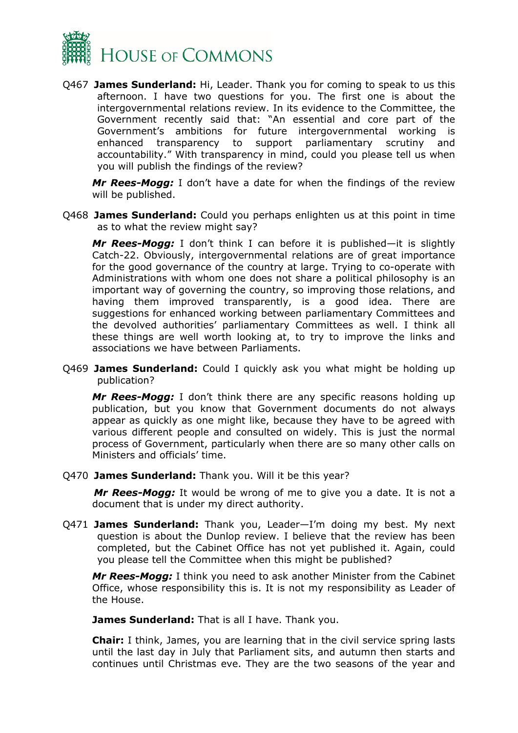Q467 **James Sunderland:** Hi, Leader. Thank you for coming to speak to us this afternoon. I have two questions for you. The first one is about the intergovernmental relations review. In its evidence to the Committee, the Government recently said that: "An essential and core part of the Government's ambitions for future intergovernmental working is enhanced transparency to support parliamentary scrutiny and accountability." With transparency in mind, could you please tell us when you will publish the findings of the review?

***Mr Rees-Mogg:*** I don't have a date for when the findings of the review will be published.

Q468 **James Sunderland:** Could you perhaps enlighten us at this point in time as to what the review might say?

***Mr Rees-Mogg:*** I don't think I can before it is published—it is slightly Catch-22. Obviously, intergovernmental relations are of great importance for the good governance of the country at large. Trying to co-operate with Administrations with whom one does not share a political philosophy is an important way of governing the country, so improving those relations, and having them improved transparently, is a good idea. There are suggestions for enhanced working between parliamentary Committees and the devolved authorities' parliamentary Committees as well. I think all these things are well worth looking at, to try to improve the links and associations we have between Parliaments.

Q469 **James Sunderland:** Could I quickly ask you what might be holding up publication?

***Mr Rees-Mogg:*** I don't think there are any specific reasons holding up publication, but you know that Government documents do not always appear as quickly as one might like, because they have to be agreed with various different people and consulted on widely. This is just the normal process of Government, particularly when there are so many other calls on Ministers and officials' time.

Q470 **James Sunderland:** Thank you. Will it be this year?

***Mr Rees-Mogg:*** It would be wrong of me to give you a date. It is not a document that is under my direct authority.

Q471 **James Sunderland:** Thank you, Leader—I'm doing my best. My next question is about the Dunlop review. I believe that the review has been completed, but the Cabinet Office has not yet published it. Again, could you please tell the Committee when this might be published?

***Mr Rees-Mogg:*** I think you need to ask another Minister from the Cabinet Office, whose responsibility this is. It is not my responsibility as Leader of the House.

**James Sunderland:** That is all I have. Thank you.

**Chair:** I think, James, you are learning that in the civil service spring lasts until the last day in July that Parliament sits, and autumn then starts and continues until Christmas eve. They are the two seasons of the year and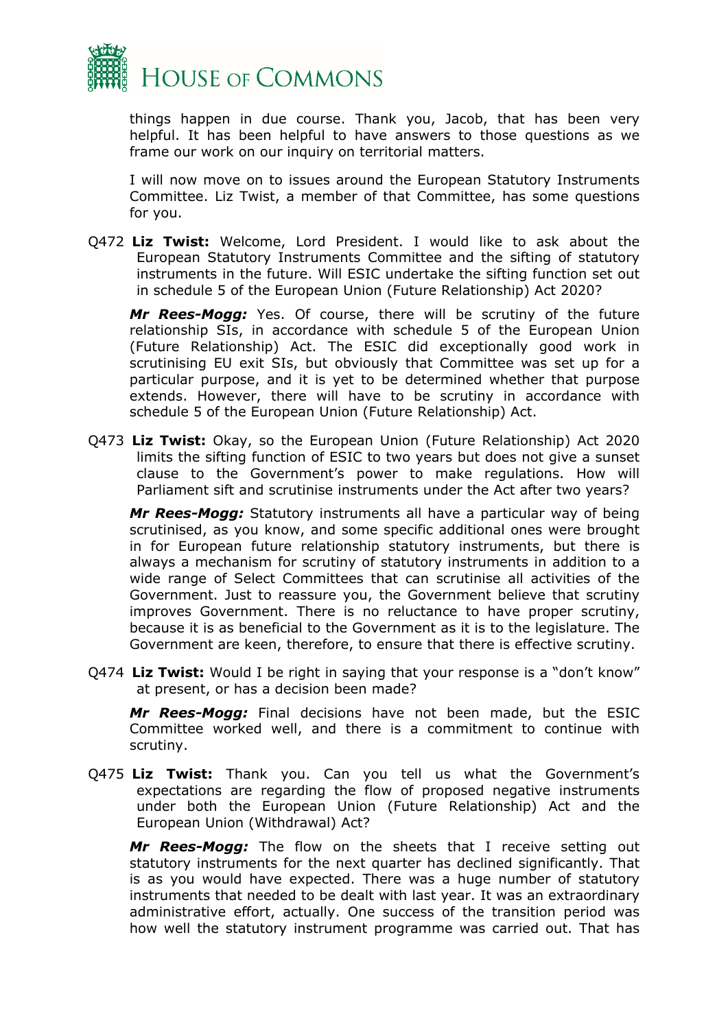things happen in due course. Thank you, Jacob, that has been very helpful. It has been helpful to have answers to those questions as we frame our work on our inquiry on territorial matters.

I will now move on to issues around the European Statutory Instruments Committee. Liz Twist, a member of that Committee, has some questions for you.

Q472 **Liz Twist:** Welcome, Lord President. I would like to ask about the European Statutory Instruments Committee and the sifting of statutory instruments in the future. Will ESIC undertake the sifting function set out in schedule 5 of the European Union (Future Relationship) Act 2020?

***Mr Rees-Mogg:*** Yes. Of course, there will be scrutiny of the future relationship SIs, in accordance with schedule 5 of the European Union (Future Relationship) Act. The ESIC did exceptionally good work in scrutinising EU exit SIs, but obviously that Committee was set up for a particular purpose, and it is yet to be determined whether that purpose extends. However, there will have to be scrutiny in accordance with schedule 5 of the European Union (Future Relationship) Act.

Q473 **Liz Twist:** Okay, so the European Union (Future Relationship) Act 2020 limits the sifting function of ESIC to two years but does not give a sunset clause to the Government's power to make regulations. How will Parliament sift and scrutinise instruments under the Act after two years?

***Mr Rees-Mogg:*** Statutory instruments all have a particular way of being scrutinised, as you know, and some specific additional ones were brought in for European future relationship statutory instruments, but there is always a mechanism for scrutiny of statutory instruments in addition to a wide range of Select Committees that can scrutinise all activities of the Government. Just to reassure you, the Government believe that scrutiny improves Government. There is no reluctance to have proper scrutiny, because it is as beneficial to the Government as it is to the legislature. The Government are keen, therefore, to ensure that there is effective scrutiny.

Q474 **Liz Twist:** Would I be right in saying that your response is a "don't know" at present, or has a decision been made?

***Mr Rees-Mogg:*** Final decisions have not been made, but the ESIC Committee worked well, and there is a commitment to continue with scrutiny.

Q475 **Liz Twist:** Thank you. Can you tell us what the Government's expectations are regarding the flow of proposed negative instruments under both the European Union (Future Relationship) Act and the European Union (Withdrawal) Act?

***Mr Rees-Mogg:*** The flow on the sheets that I receive setting out statutory instruments for the next quarter has declined significantly. That is as you would have expected. There was a huge number of statutory instruments that needed to be dealt with last year. It was an extraordinary administrative effort, actually. One success of the transition period was how well the statutory instrument programme was carried out. That has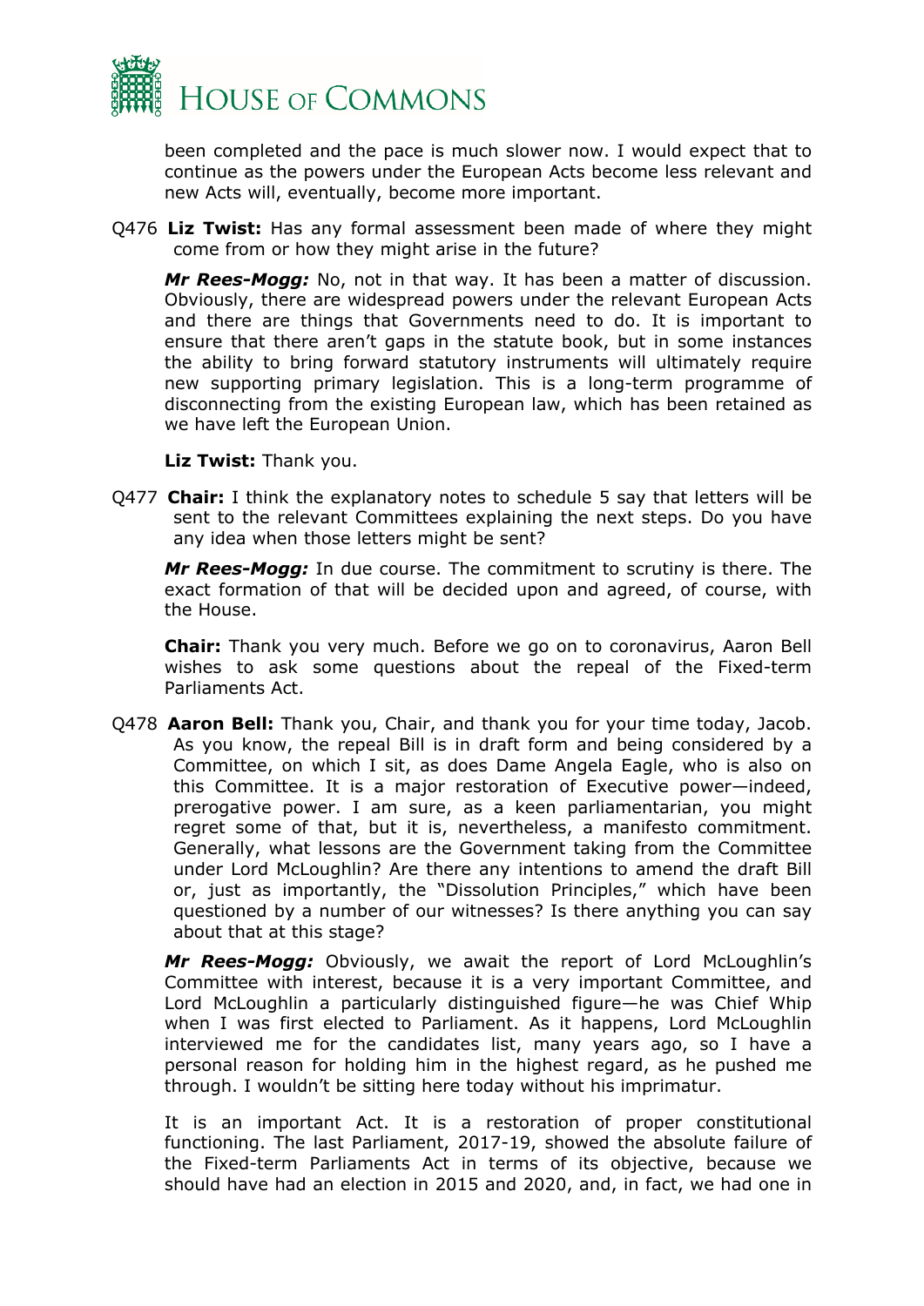been completed and the pace is much slower now. I would expect that to continue as the powers under the European Acts become less relevant and new Acts will, eventually, become more important.

Q476 **Liz Twist:** Has any formal assessment been made of where they might come from or how they might arise in the future?

***Mr Rees-Mogg:*** No, not in that way. It has been a matter of discussion. Obviously, there are widespread powers under the relevant European Acts and there are things that Governments need to do. It is important to ensure that there aren't gaps in the statute book, but in some instances the ability to bring forward statutory instruments will ultimately require new supporting primary legislation. This is a long-term programme of disconnecting from the existing European law, which has been retained as we have left the European Union.

**Liz Twist:** Thank you.

Q477 **Chair:** I think the explanatory notes to schedule 5 say that letters will be sent to the relevant Committees explaining the next steps. Do you have any idea when those letters might be sent?

***Mr Rees-Mogg:*** In due course. The commitment to scrutiny is there. The exact formation of that will be decided upon and agreed, of course, with the House.

**Chair:** Thank you very much. Before we go on to coronavirus, Aaron Bell wishes to ask some questions about the repeal of the Fixed-term Parliaments Act.

Q478 **Aaron Bell:** Thank you, Chair, and thank you for your time today, Jacob. As you know, the repeal Bill is in draft form and being considered by a Committee, on which I sit, as does Dame Angela Eagle, who is also on this Committee. It is a major restoration of Executive power—indeed, prerogative power. I am sure, as a keen parliamentarian, you might regret some of that, but it is, nevertheless, a manifesto commitment. Generally, what lessons are the Government taking from the Committee under Lord McLoughlin? Are there any intentions to amend the draft Bill or, just as importantly, the "Dissolution Principles," which have been questioned by a number of our witnesses? Is there anything you can say about that at this stage?

***Mr Rees-Mogg:*** Obviously, we await the report of Lord McLoughlin's Committee with interest, because it is a very important Committee, and Lord McLoughlin a particularly distinguished figure—he was Chief Whip when I was first elected to Parliament. As it happens, Lord McLoughlin interviewed me for the candidates list, many years ago, so I have a personal reason for holding him in the highest regard, as he pushed me through. I wouldn't be sitting here today without his imprimatur.

It is an important Act. It is a restoration of proper constitutional functioning. The last Parliament, 2017-19, showed the absolute failure of the Fixed-term Parliaments Act in terms of its objective, because we should have had an election in 2015 and 2020, and, in fact, we had one in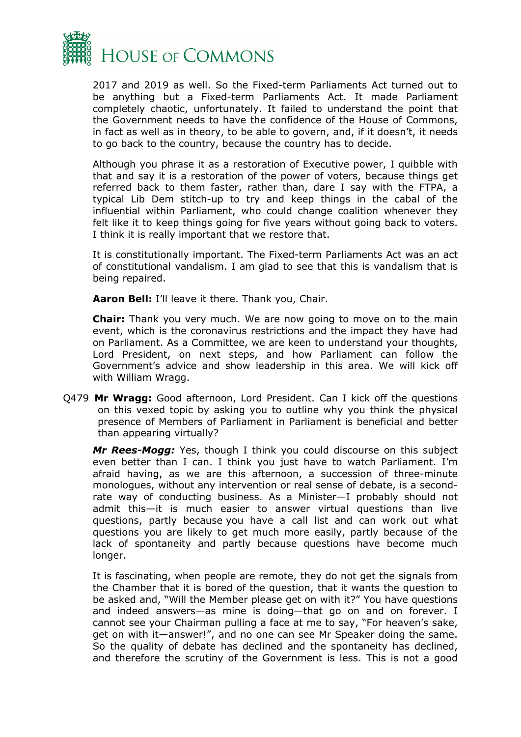2017 and 2019 as well. So the Fixed-term Parliaments Act turned out to be anything but a Fixed-term Parliaments Act. It made Parliament completely chaotic, unfortunately. It failed to understand the point that the Government needs to have the confidence of the House of Commons, in fact as well as in theory, to be able to govern, and, if it doesn't, it needs to go back to the country, because the country has to decide.

Although you phrase it as a restoration of Executive power, I quibble with that and say it is a restoration of the power of voters, because things get referred back to them faster, rather than, dare I say with the FTPA, a typical Lib Dem stitch-up to try and keep things in the cabal of the influential within Parliament, who could change coalition whenever they felt like it to keep things going for five years without going back to voters. I think it is really important that we restore that.

It is constitutionally important. The Fixed-term Parliaments Act was an act of constitutional vandalism. I am glad to see that this is vandalism that is being repaired.

**Aaron Bell:** I'll leave it there. Thank you, Chair.

**Chair:** Thank you very much. We are now going to move on to the main event, which is the coronavirus restrictions and the impact they have had on Parliament. As a Committee, we are keen to understand your thoughts, Lord President, on next steps, and how Parliament can follow the Government's advice and show leadership in this area. We will kick off with William Wragg.

Q479 **Mr Wragg:** Good afternoon, Lord President. Can I kick off the questions on this vexed topic by asking you to outline why you think the physical presence of Members of Parliament in Parliament is beneficial and better than appearing virtually?

***Mr Rees-Mogg:*** Yes, though I think you could discourse on this subject even better than I can. I think you just have to watch Parliament. I'm afraid having, as we are this afternoon, a succession of three-minute monologues, without any intervention or real sense of debate, is a second-rate way of conducting business. As a Minister—I probably should not admit this—it is much easier to answer virtual questions than live questions, partly because you have a call list and can work out what questions you are likely to get much more easily, partly because of the lack of spontaneity and partly because questions have become much longer.

It is fascinating, when people are remote, they do not get the signals from the Chamber that it is bored of the question, that it wants the question to be asked and, "Will the Member please get on with it?" You have questions and indeed answers—as mine is doing—that go on and on forever. I cannot see your Chairman pulling a face at me to say, "For heaven's sake, get on with it—answer!", and no one can see Mr Speaker doing the same. So the quality of debate has declined and the spontaneity has declined, and therefore the scrutiny of the Government is less. This is not a good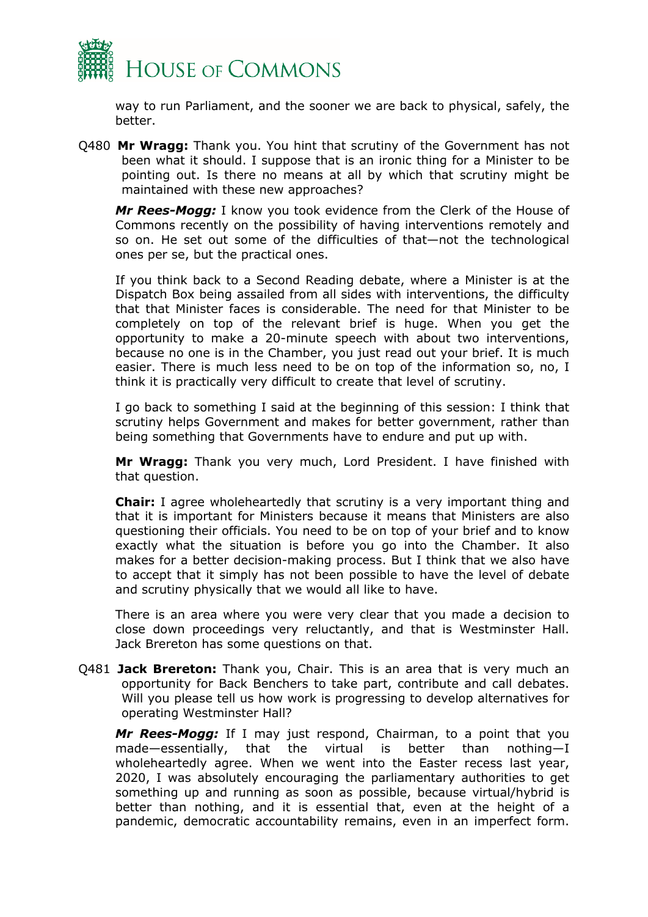way to run Parliament, and the sooner we are back to physical, safely, the better.

Q480 **Mr Wragg:** Thank you. You hint that scrutiny of the Government has not been what it should. I suppose that is an ironic thing for a Minister to be pointing out. Is there no means at all by which that scrutiny might be maintained with these new approaches?

***Mr Rees-Mogg:*** I know you took evidence from the Clerk of the House of Commons recently on the possibility of having interventions remotely and so on. He set out some of the difficulties of that—not the technological ones per se, but the practical ones.

If you think back to a Second Reading debate, where a Minister is at the Dispatch Box being assailed from all sides with interventions, the difficulty that that Minister faces is considerable. The need for that Minister to be completely on top of the relevant brief is huge. When you get the opportunity to make a 20-minute speech with about two interventions, because no one is in the Chamber, you just read out your brief. It is much easier. There is much less need to be on top of the information so, no, I think it is practically very difficult to create that level of scrutiny.

I go back to something I said at the beginning of this session: I think that scrutiny helps Government and makes for better government, rather than being something that Governments have to endure and put up with.

**Mr Wragg:** Thank you very much, Lord President. I have finished with that question.

**Chair:** I agree wholeheartedly that scrutiny is a very important thing and that it is important for Ministers because it means that Ministers are also questioning their officials. You need to be on top of your brief and to know exactly what the situation is before you go into the Chamber. It also makes for a better decision-making process. But I think that we also have to accept that it simply has not been possible to have the level of debate and scrutiny physically that we would all like to have.

There is an area where you were very clear that you made a decision to close down proceedings very reluctantly, and that is Westminster Hall. Jack Brereton has some questions on that.

Q481 **Jack Brereton:** Thank you, Chair. This is an area that is very much an opportunity for Back Benchers to take part, contribute and call debates. Will you please tell us how work is progressing to develop alternatives for operating Westminster Hall?

***Mr Rees-Mogg:*** If I may just respond, Chairman, to a point that you made—essentially, that the virtual is better than nothing—I wholeheartedly agree. When we went into the Easter recess last year, 2020, I was absolutely encouraging the parliamentary authorities to get something up and running as soon as possible, because virtual/hybrid is better than nothing, and it is essential that, even at the height of a pandemic, democratic accountability remains, even in an imperfect form.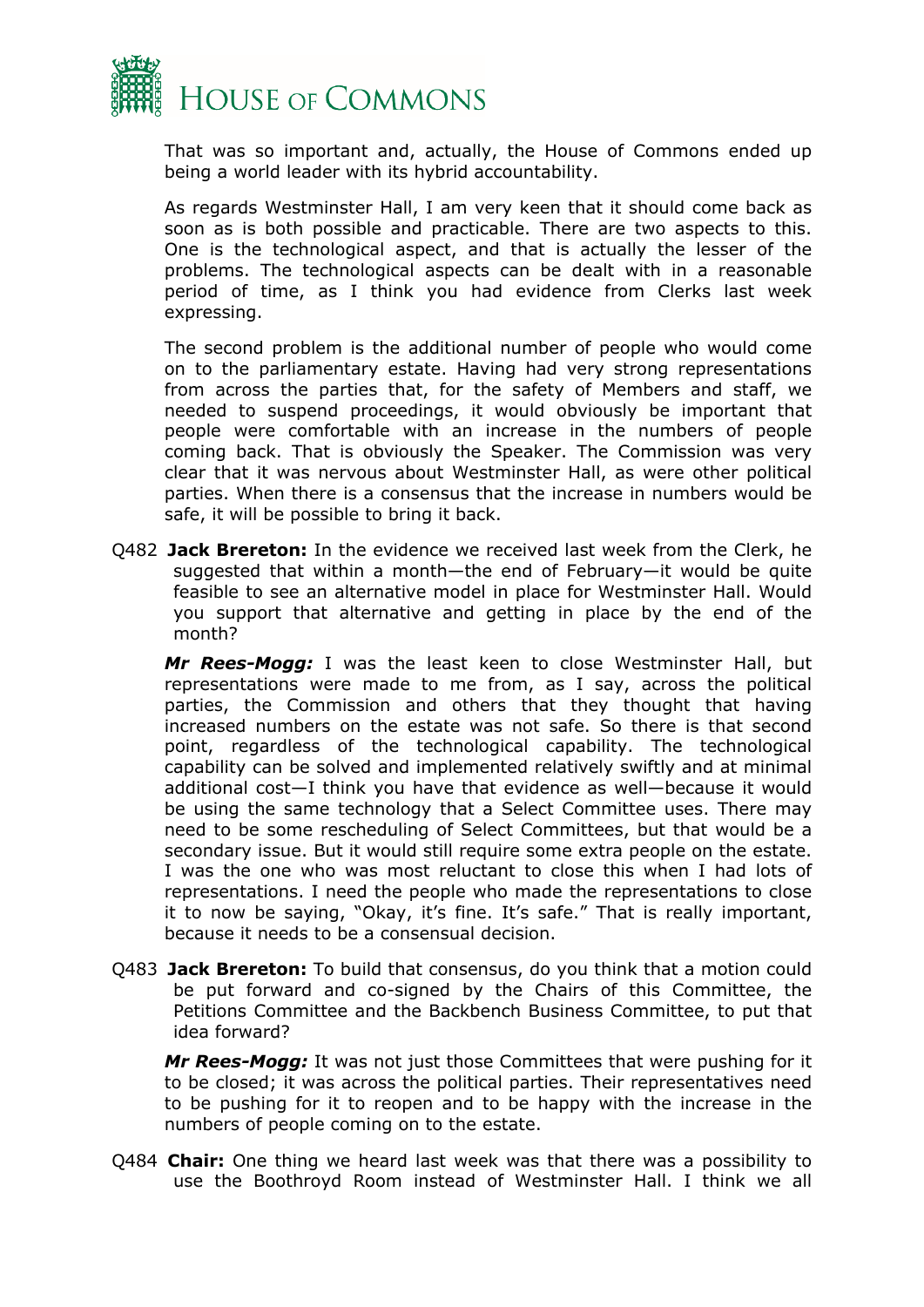That was so important and, actually, the House of Commons ended up being a world leader with its hybrid accountability.

As regards Westminster Hall, I am very keen that it should come back as soon as is both possible and practicable. There are two aspects to this. One is the technological aspect, and that is actually the lesser of the problems. The technological aspects can be dealt with in a reasonable period of time, as I think you had evidence from Clerks last week expressing.

The second problem is the additional number of people who would come on to the parliamentary estate. Having had very strong representations from across the parties that, for the safety of Members and staff, we needed to suspend proceedings, it would obviously be important that people were comfortable with an increase in the numbers of people coming back. That is obviously the Speaker. The Commission was very clear that it was nervous about Westminster Hall, as were other political parties. When there is a consensus that the increase in numbers would be safe, it will be possible to bring it back.

Q482 **Jack Brereton:** In the evidence we received last week from the Clerk, he suggested that within a month—the end of February—it would be quite feasible to see an alternative model in place for Westminster Hall. Would you support that alternative and getting in place by the end of the month?

***Mr Rees-Mogg:*** I was the least keen to close Westminster Hall, but representations were made to me from, as I say, across the political parties, the Commission and others that they thought that having increased numbers on the estate was not safe. So there is that second point, regardless of the technological capability. The technological capability can be solved and implemented relatively swiftly and at minimal additional cost—I think you have that evidence as well—because it would be using the same technology that a Select Committee uses. There may need to be some rescheduling of Select Committees, but that would be a secondary issue. But it would still require some extra people on the estate. I was the one who was most reluctant to close this when I had lots of representations. I need the people who made the representations to close it to now be saying, "Okay, it's fine. It's safe." That is really important, because it needs to be a consensual decision.

Q483 **Jack Brereton:** To build that consensus, do you think that a motion could be put forward and co-signed by the Chairs of this Committee, the Petitions Committee and the Backbench Business Committee, to put that idea forward?

***Mr Rees-Mogg:*** It was not just those Committees that were pushing for it to be closed; it was across the political parties. Their representatives need to be pushing for it to reopen and to be happy with the increase in the numbers of people coming on to the estate.

Q484 **Chair:** One thing we heard last week was that there was a possibility to use the Boothroyd Room instead of Westminster Hall. I think we all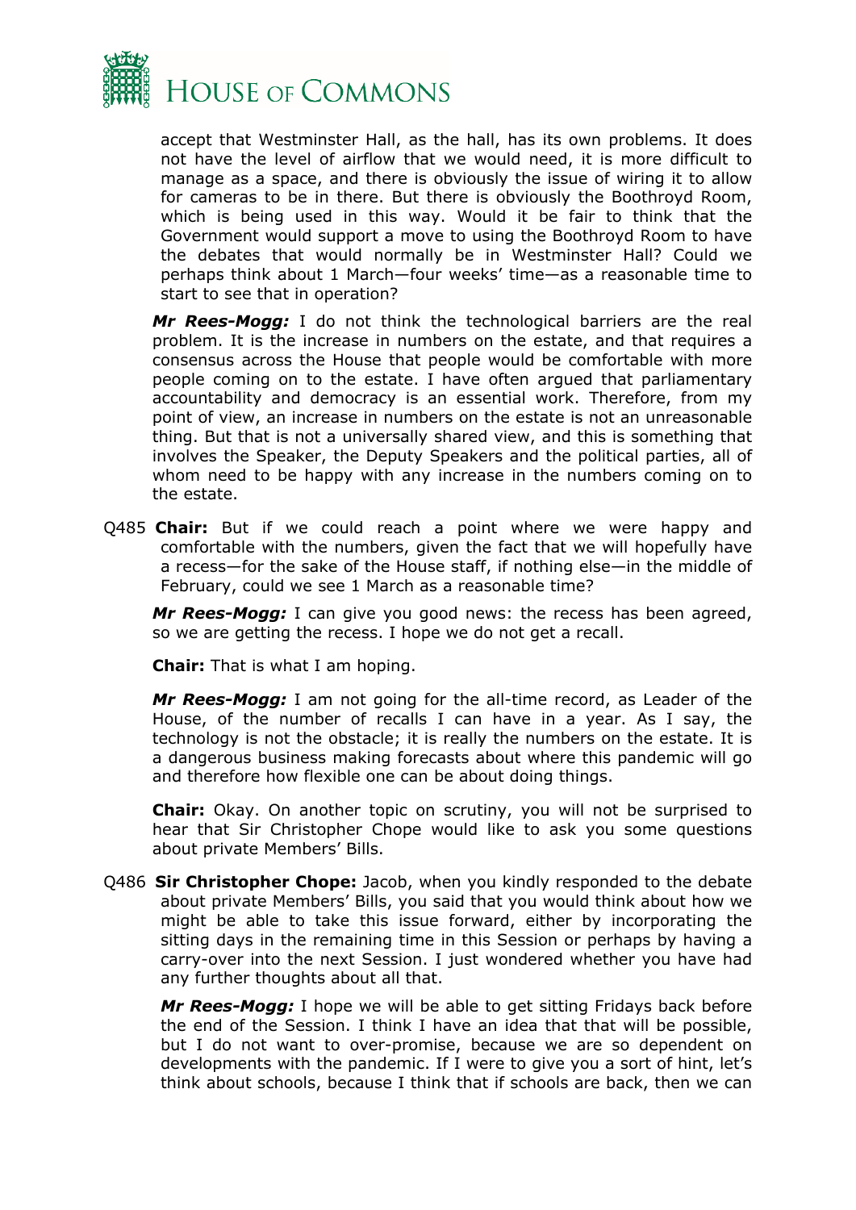accept that Westminster Hall, as the hall, has its own problems. It does not have the level of airflow that we would need, it is more difficult to manage as a space, and there is obviously the issue of wiring it to allow for cameras to be in there. But there is obviously the Boothroyd Room, which is being used in this way. Would it be fair to think that the Government would support a move to using the Boothroyd Room to have the debates that would normally be in Westminster Hall? Could we perhaps think about 1 March—four weeks' time—as a reasonable time to start to see that in operation?

***Mr Rees-Mogg:*** I do not think the technological barriers are the real problem. It is the increase in numbers on the estate, and that requires a consensus across the House that people would be comfortable with more people coming on to the estate. I have often argued that parliamentary accountability and democracy is an essential work. Therefore, from my point of view, an increase in numbers on the estate is not an unreasonable thing. But that is not a universally shared view, and this is something that involves the Speaker, the Deputy Speakers and the political parties, all of whom need to be happy with any increase in the numbers coming on to the estate.

Q485 **Chair:** But if we could reach a point where we were happy and comfortable with the numbers, given the fact that we will hopefully have a recess—for the sake of the House staff, if nothing else—in the middle of February, could we see 1 March as a reasonable time?

***Mr Rees-Mogg:*** I can give you good news: the recess has been agreed, so we are getting the recess. I hope we do not get a recall.

**Chair:** That is what I am hoping.

***Mr Rees-Mogg:*** I am not going for the all-time record, as Leader of the House, of the number of recalls I can have in a year. As I say, the technology is not the obstacle; it is really the numbers on the estate. It is a dangerous business making forecasts about where this pandemic will go and therefore how flexible one can be about doing things.

**Chair:** Okay. On another topic on scrutiny, you will not be surprised to hear that Sir Christopher Chope would like to ask you some questions about private Members' Bills.

Q486 **Sir Christopher Chope:** Jacob, when you kindly responded to the debate about private Members' Bills, you said that you would think about how we might be able to take this issue forward, either by incorporating the sitting days in the remaining time in this Session or perhaps by having a carry-over into the next Session. I just wondered whether you have had any further thoughts about all that.

***Mr Rees-Mogg:*** I hope we will be able to get sitting Fridays back before the end of the Session. I think I have an idea that that will be possible, but I do not want to over-promise, because we are so dependent on developments with the pandemic. If I were to give you a sort of hint, let's think about schools, because I think that if schools are back, then we can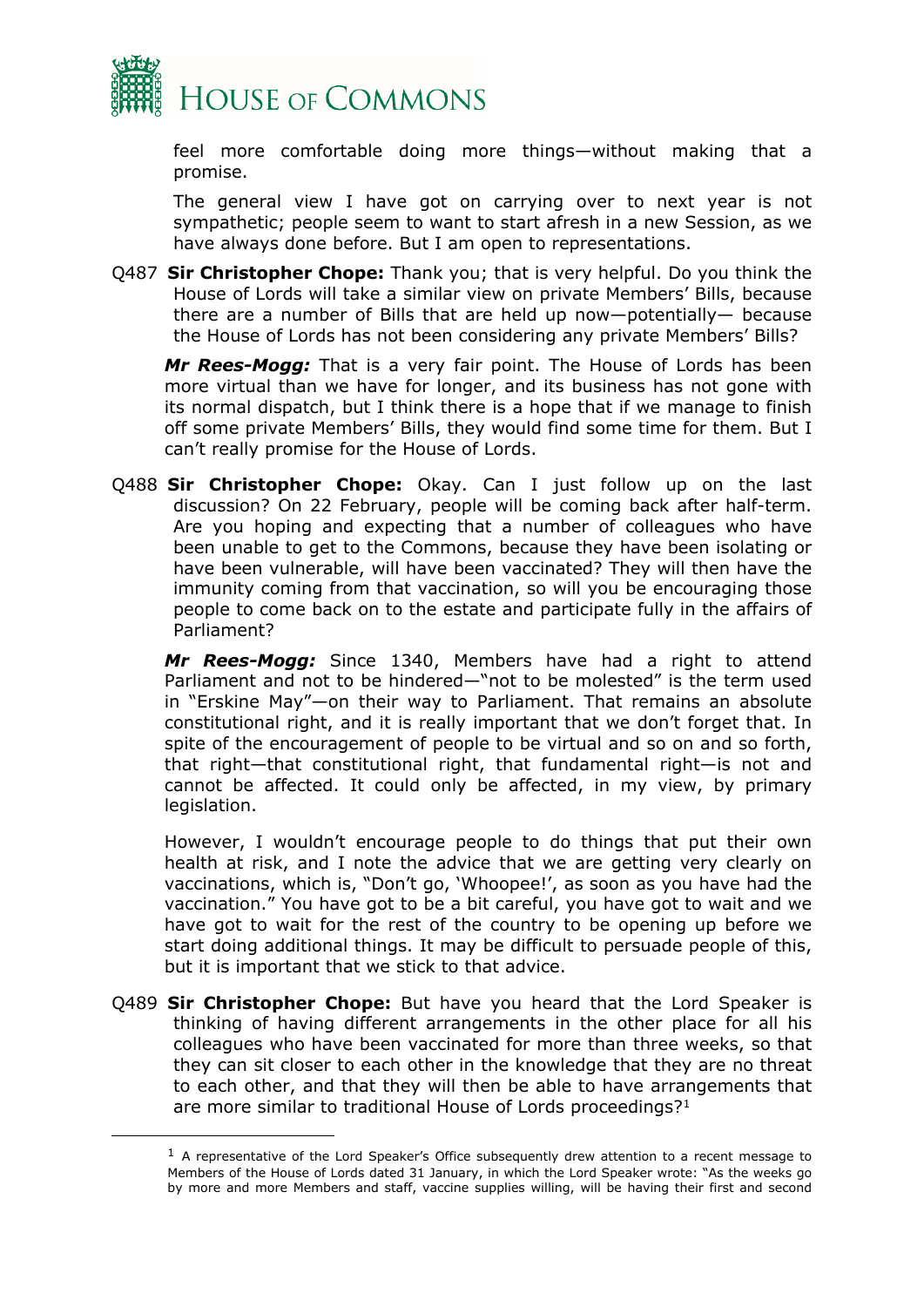feel more comfortable doing more things—without making that a promise.

The general view I have got on carrying over to next year is not sympathetic; people seem to want to start afresh in a new Session, as we have always done before. But I am open to representations.

Q487 **Sir Christopher Chope:** Thank you; that is very helpful. Do you think the House of Lords will take a similar view on private Members' Bills, because there are a number of Bills that are held up now—potentially— because the House of Lords has not been considering any private Members' Bills?

***Mr Rees-Mogg:*** That is a very fair point. The House of Lords has been more virtual than we have for longer, and its business has not gone with its normal dispatch, but I think there is a hope that if we manage to finish off some private Members' Bills, they would find some time for them. But I can't really promise for the House of Lords.

Q488 **Sir Christopher Chope:** Okay. Can I just follow up on the last discussion? On 22 February, people will be coming back after half-term. Are you hoping and expecting that a number of colleagues who have been unable to get to the Commons, because they have been isolating or have been vulnerable, will have been vaccinated? They will then have the immunity coming from that vaccination, so will you be encouraging those people to come back on to the estate and participate fully in the affairs of Parliament?

***Mr Rees-Mogg:*** Since 1340, Members have had a right to attend Parliament and not to be hindered—"not to be molested" is the term used in "Erskine May"—on their way to Parliament. That remains an absolute constitutional right, and it is really important that we don't forget that. In spite of the encouragement of people to be virtual and so on and so forth, that right—that constitutional right, that fundamental right—is not and cannot be affected. It could only be affected, in my view, by primary legislation.

However, I wouldn't encourage people to do things that put their own health at risk, and I note the advice that we are getting very clearly on vaccinations, which is, "Don't go, 'Whoopee!', as soon as you have had the vaccination." You have got to be a bit careful, you have got to wait and we have got to wait for the rest of the country to be opening up before we start doing additional things. It may be difficult to persuade people of this, but it is important that we stick to that advice.

Q489 **Sir Christopher Chope:** But have you heard that the Lord Speaker is thinking of having different arrangements in the other place for all his colleagues who have been vaccinated for more than three weeks, so that they can sit closer to each other in the knowledge that they are no threat to each other, and that they will then be able to have arrangements that are more similar to traditional House of Lords proceedings?[1]

---

[1] A representative of the Lord Speaker's Office subsequently drew attention to a recent message to Members of the House of Lords dated 31 January, in which the Lord Speaker wrote: "As the weeks go by more and more Members and staff, vaccine supplies willing, will be having their first and second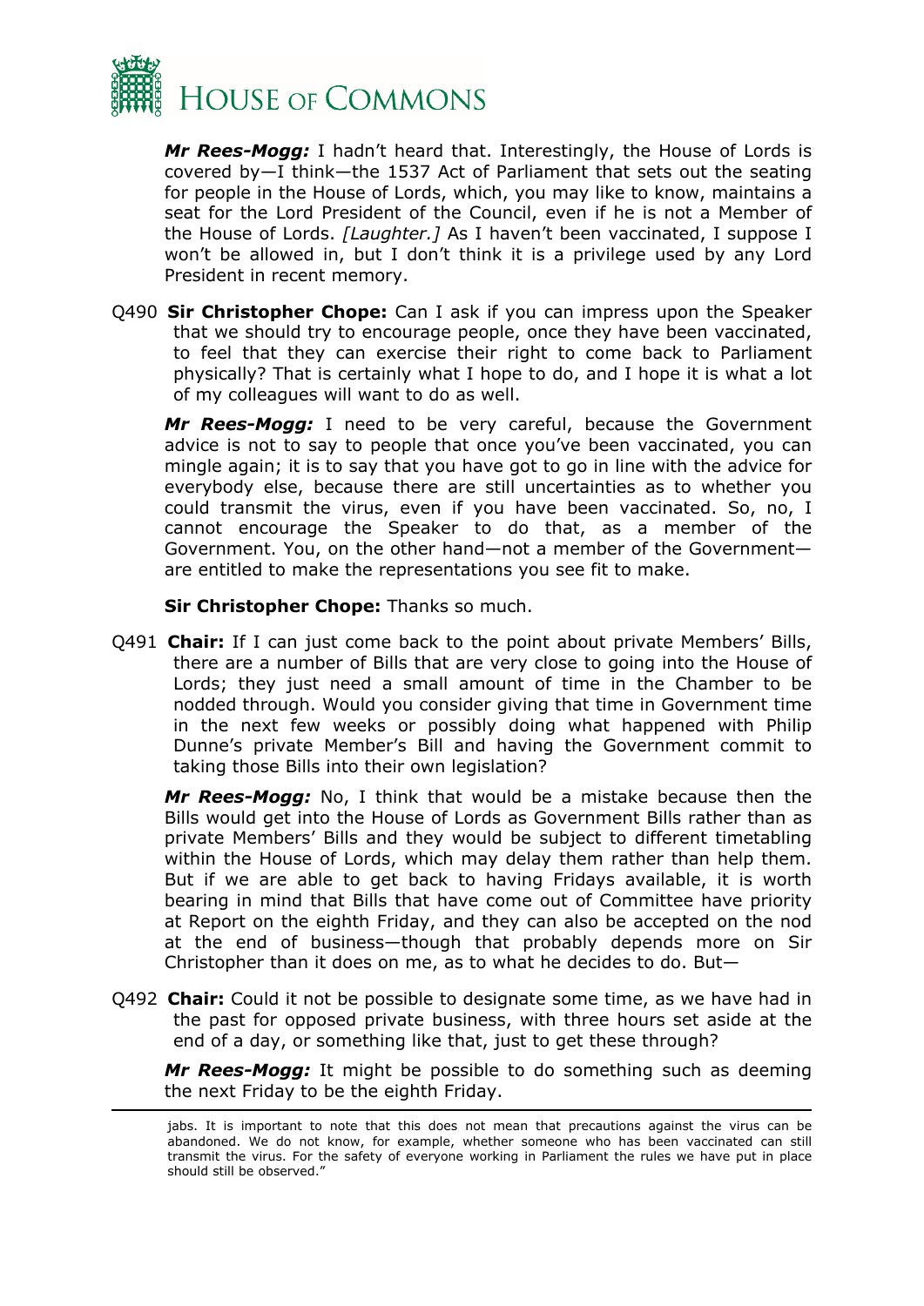***Mr Rees-Mogg:*** I hadn't heard that. Interestingly, the House of Lords is covered by—I think—the 1537 Act of Parliament that sets out the seating for people in the House of Lords, which, you may like to know, maintains a seat for the Lord President of the Council, even if he is not a Member of the House of Lords. *[Laughter.]* As I haven't been vaccinated, I suppose I won't be allowed in, but I don't think it is a privilege used by any Lord President in recent memory.

Q490 **Sir Christopher Chope:** Can I ask if you can impress upon the Speaker that we should try to encourage people, once they have been vaccinated, to feel that they can exercise their right to come back to Parliament physically? That is certainly what I hope to do, and I hope it is what a lot of my colleagues will want to do as well.

***Mr Rees-Mogg:*** I need to be very careful, because the Government advice is not to say to people that once you've been vaccinated, you can mingle again; it is to say that you have got to go in line with the advice for everybody else, because there are still uncertainties as to whether you could transmit the virus, even if you have been vaccinated. So, no, I cannot encourage the Speaker to do that, as a member of the Government. You, on the other hand—not a member of the Government—are entitled to make the representations you see fit to make.

**Sir Christopher Chope:** Thanks so much.

Q491 **Chair:** If I can just come back to the point about private Members' Bills, there are a number of Bills that are very close to going into the House of Lords; they just need a small amount of time in the Chamber to be nodded through. Would you consider giving that time in Government time in the next few weeks or possibly doing what happened with Philip Dunne's private Member's Bill and having the Government commit to taking those Bills into their own legislation?

***Mr Rees-Mogg:*** No, I think that would be a mistake because then the Bills would get into the House of Lords as Government Bills rather than as private Members' Bills and they would be subject to different timetabling within the House of Lords, which may delay them rather than help them. But if we are able to get back to having Fridays available, it is worth bearing in mind that Bills that have come out of Committee have priority at Report on the eighth Friday, and they can also be accepted on the nod at the end of business—though that probably depends more on Sir Christopher than it does on me, as to what he decides to do. But—

Q492 **Chair:** Could it not be possible to designate some time, as we have had in the past for opposed private business, with three hours set aside at the end of a day, or something like that, just to get these through?

***Mr Rees-Mogg:*** It might be possible to do something such as deeming the next Friday to be the eighth Friday.

---

jabs. It is important to note that this does not mean that precautions against the virus can be abandoned. We do not know, for example, whether someone who has been vaccinated can still transmit the virus. For the safety of everyone working in Parliament the rules we have put in place should still be observed."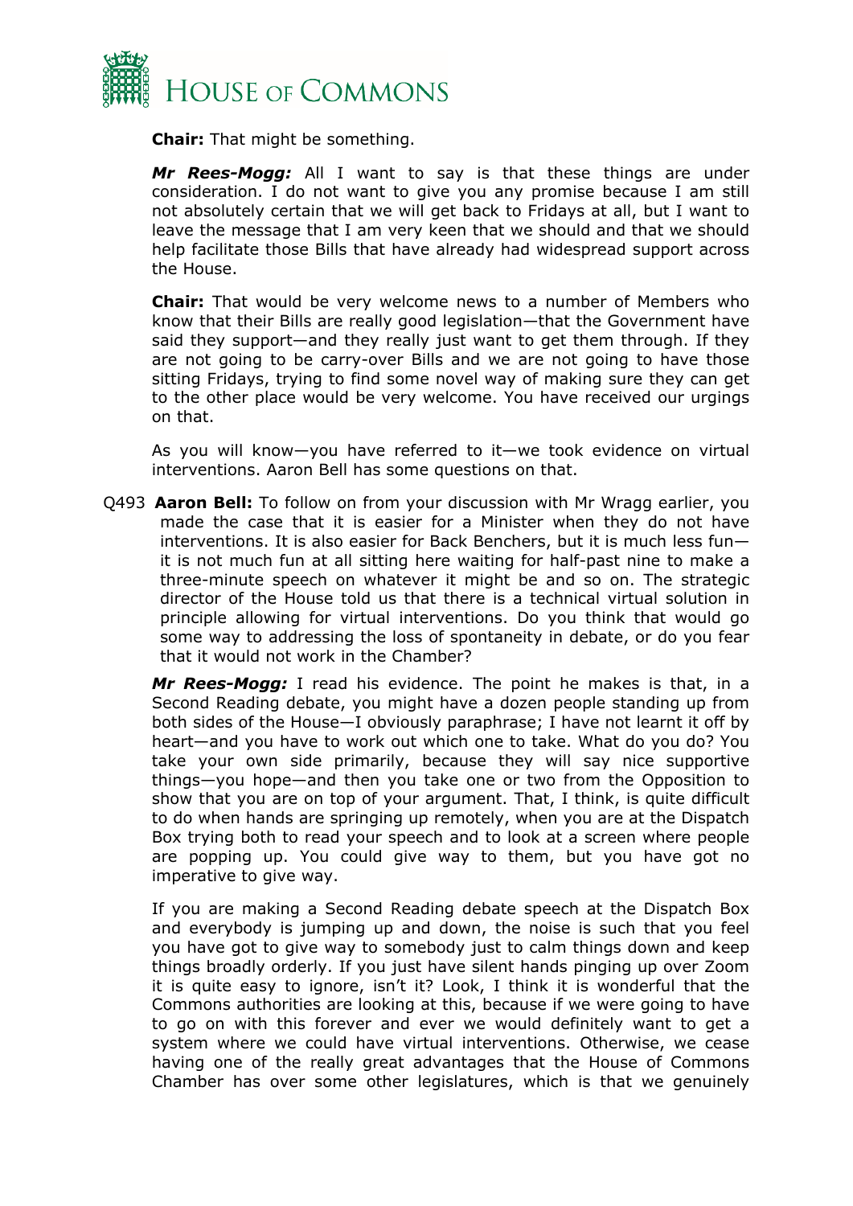**Chair:** That might be something.

***Mr Rees-Mogg:*** All I want to say is that these things are under consideration. I do not want to give you any promise because I am still not absolutely certain that we will get back to Fridays at all, but I want to leave the message that I am very keen that we should and that we should help facilitate those Bills that have already had widespread support across the House.

**Chair:** That would be very welcome news to a number of Members who know that their Bills are really good legislation—that the Government have said they support—and they really just want to get them through. If they are not going to be carry-over Bills and we are not going to have those sitting Fridays, trying to find some novel way of making sure they can get to the other place would be very welcome. You have received our urgings on that.

As you will know—you have referred to it—we took evidence on virtual interventions. Aaron Bell has some questions on that.

Q493 **Aaron Bell:** To follow on from your discussion with Mr Wragg earlier, you made the case that it is easier for a Minister when they do not have interventions. It is also easier for Back Benchers, but it is much less fun—it is not much fun at all sitting here waiting for half-past nine to make a three-minute speech on whatever it might be and so on. The strategic director of the House told us that there is a technical virtual solution in principle allowing for virtual interventions. Do you think that would go some way to addressing the loss of spontaneity in debate, or do you fear that it would not work in the Chamber?

***Mr Rees-Mogg:*** I read his evidence. The point he makes is that, in a Second Reading debate, you might have a dozen people standing up from both sides of the House—I obviously paraphrase; I have not learnt it off by heart—and you have to work out which one to take. What do you do? You take your own side primarily, because they will say nice supportive things—you hope—and then you take one or two from the Opposition to show that you are on top of your argument. That, I think, is quite difficult to do when hands are springing up remotely, when you are at the Dispatch Box trying both to read your speech and to look at a screen where people are popping up. You could give way to them, but you have got no imperative to give way.

If you are making a Second Reading debate speech at the Dispatch Box and everybody is jumping up and down, the noise is such that you feel you have got to give way to somebody just to calm things down and keep things broadly orderly. If you just have silent hands pinging up over Zoom it is quite easy to ignore, isn't it? Look, I think it is wonderful that the Commons authorities are looking at this, because if we were going to have to go on with this forever and ever we would definitely want to get a system where we could have virtual interventions. Otherwise, we cease having one of the really great advantages that the House of Commons Chamber has over some other legislatures, which is that we genuinely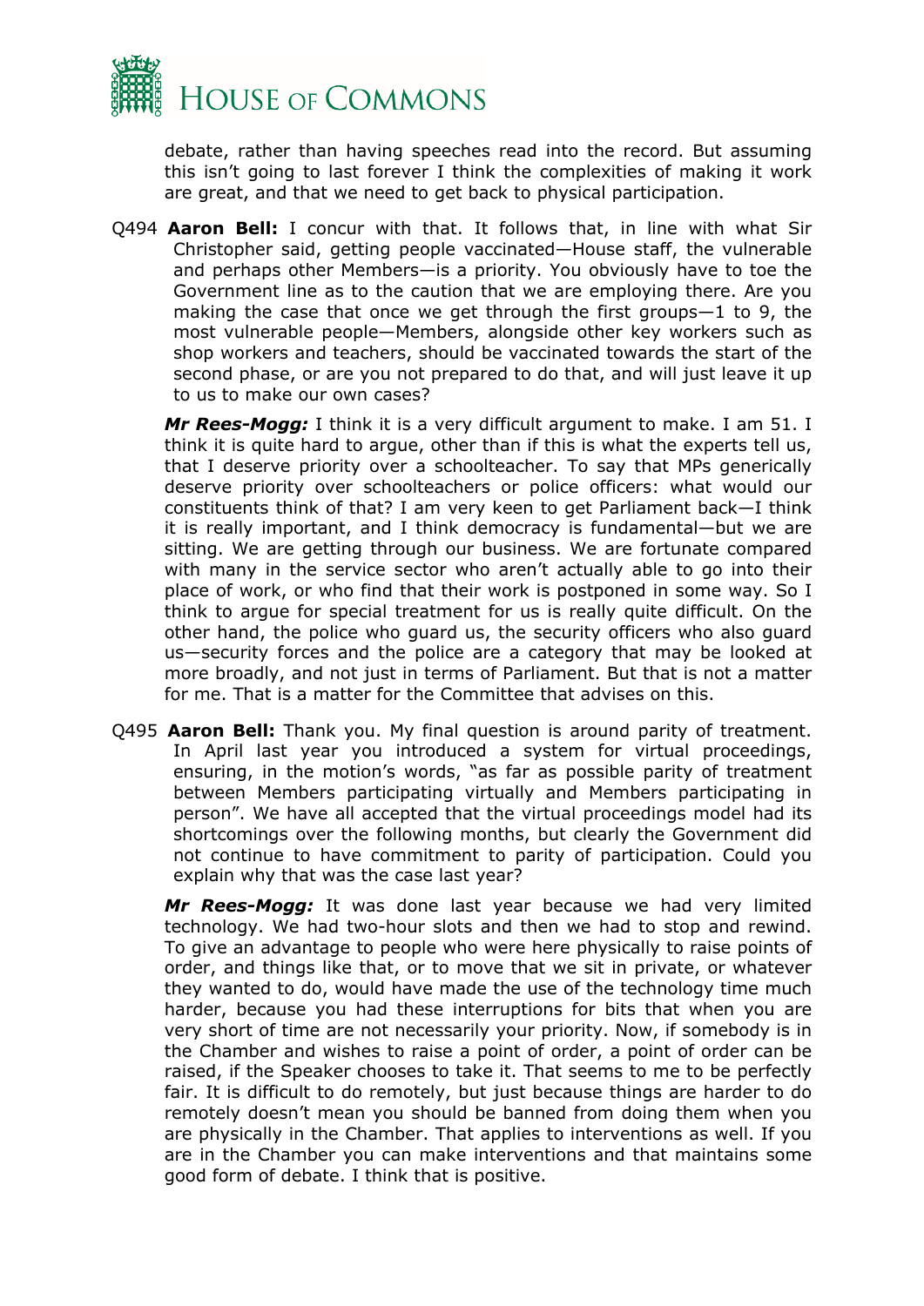debate, rather than having speeches read into the record. But assuming this isn't going to last forever I think the complexities of making it work are great, and that we need to get back to physical participation.

Q494 **Aaron Bell:** I concur with that. It follows that, in line with what Sir Christopher said, getting people vaccinated—House staff, the vulnerable and perhaps other Members—is a priority. You obviously have to toe the Government line as to the caution that we are employing there. Are you making the case that once we get through the first groups—1 to 9, the most vulnerable people—Members, alongside other key workers such as shop workers and teachers, should be vaccinated towards the start of the second phase, or are you not prepared to do that, and will just leave it up to us to make our own cases?

***Mr Rees-Mogg:*** I think it is a very difficult argument to make. I am 51. I think it is quite hard to argue, other than if this is what the experts tell us, that I deserve priority over a schoolteacher. To say that MPs generically deserve priority over schoolteachers or police officers: what would our constituents think of that? I am very keen to get Parliament back—I think it is really important, and I think democracy is fundamental—but we are sitting. We are getting through our business. We are fortunate compared with many in the service sector who aren't actually able to go into their place of work, or who find that their work is postponed in some way. So I think to argue for special treatment for us is really quite difficult. On the other hand, the police who guard us, the security officers who also guard us—security forces and the police are a category that may be looked at more broadly, and not just in terms of Parliament. But that is not a matter for me. That is a matter for the Committee that advises on this.

Q495 **Aaron Bell:** Thank you. My final question is around parity of treatment. In April last year you introduced a system for virtual proceedings, ensuring, in the motion's words, "as far as possible parity of treatment between Members participating virtually and Members participating in person". We have all accepted that the virtual proceedings model had its shortcomings over the following months, but clearly the Government did not continue to have commitment to parity of participation. Could you explain why that was the case last year?

***Mr Rees-Mogg:*** It was done last year because we had very limited technology. We had two-hour slots and then we had to stop and rewind. To give an advantage to people who were here physically to raise points of order, and things like that, or to move that we sit in private, or whatever they wanted to do, would have made the use of the technology time much harder, because you had these interruptions for bits that when you are very short of time are not necessarily your priority. Now, if somebody is in the Chamber and wishes to raise a point of order, a point of order can be raised, if the Speaker chooses to take it. That seems to me to be perfectly fair. It is difficult to do remotely, but just because things are harder to do remotely doesn't mean you should be banned from doing them when you are physically in the Chamber. That applies to interventions as well. If you are in the Chamber you can make interventions and that maintains some good form of debate. I think that is positive.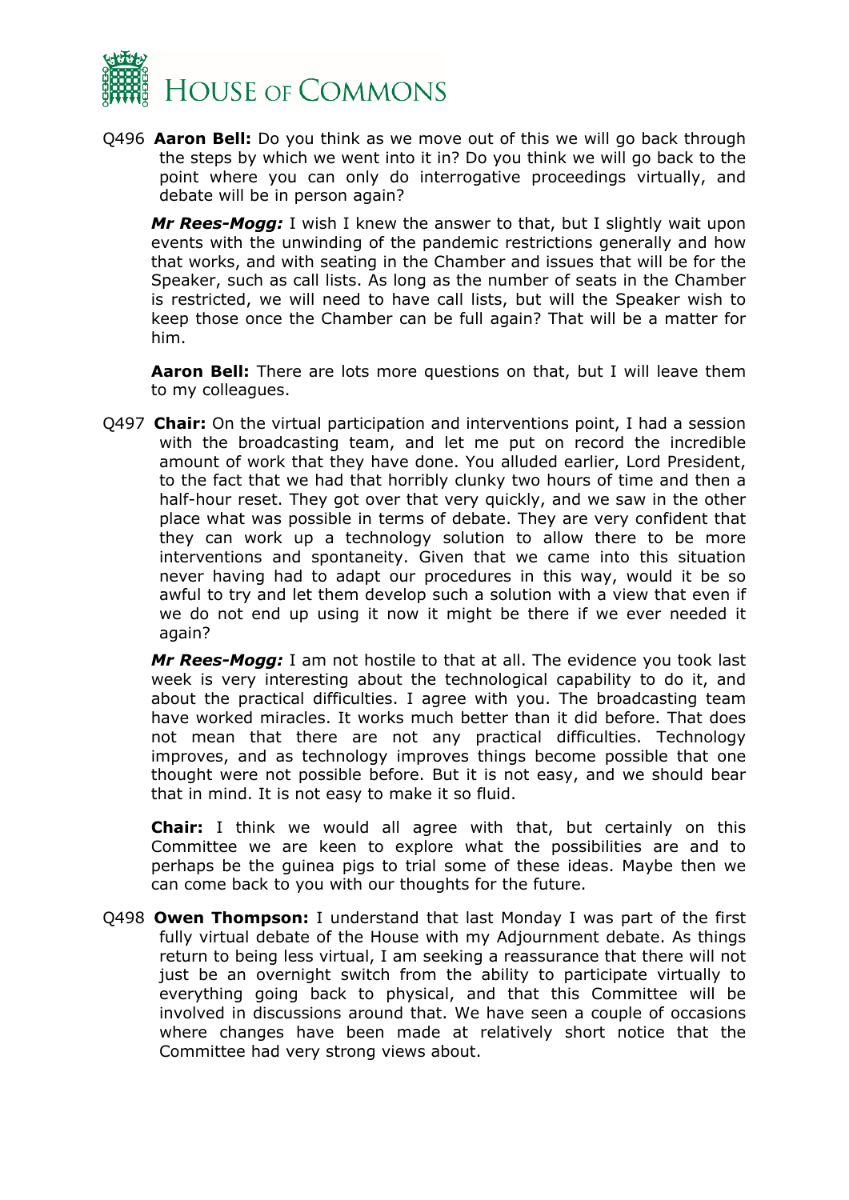Q496 **Aaron Bell:** Do you think as we move out of this we will go back through the steps by which we went into it in? Do you think we will go back to the point where you can only do interrogative proceedings virtually, and debate will be in person again?

***Mr Rees-Mogg:*** I wish I knew the answer to that, but I slightly wait upon events with the unwinding of the pandemic restrictions generally and how that works, and with seating in the Chamber and issues that will be for the Speaker, such as call lists. As long as the number of seats in the Chamber is restricted, we will need to have call lists, but will the Speaker wish to keep those once the Chamber can be full again? That will be a matter for him.

**Aaron Bell:** There are lots more questions on that, but I will leave them to my colleagues.

Q497 **Chair:** On the virtual participation and interventions point, I had a session with the broadcasting team, and let me put on record the incredible amount of work that they have done. You alluded earlier, Lord President, to the fact that we had that horribly clunky two hours of time and then a half-hour reset. They got over that very quickly, and we saw in the other place what was possible in terms of debate. They are very confident that they can work up a technology solution to allow there to be more interventions and spontaneity. Given that we came into this situation never having had to adapt our procedures in this way, would it be so awful to try and let them develop such a solution with a view that even if we do not end up using it now it might be there if we ever needed it again?

***Mr Rees-Mogg:*** I am not hostile to that at all. The evidence you took last week is very interesting about the technological capability to do it, and about the practical difficulties. I agree with you. The broadcasting team have worked miracles. It works much better than it did before. That does not mean that there are not any practical difficulties. Technology improves, and as technology improves things become possible that one thought were not possible before. But it is not easy, and we should bear that in mind. It is not easy to make it so fluid.

**Chair:** I think we would all agree with that, but certainly on this Committee we are keen to explore what the possibilities are and to perhaps be the guinea pigs to trial some of these ideas. Maybe then we can come back to you with our thoughts for the future.

Q498 **Owen Thompson:** I understand that last Monday I was part of the first fully virtual debate of the House with my Adjournment debate. As things return to being less virtual, I am seeking a reassurance that there will not just be an overnight switch from the ability to participate virtually to everything going back to physical, and that this Committee will be involved in discussions around that. We have seen a couple of occasions where changes have been made at relatively short notice that the Committee had very strong views about.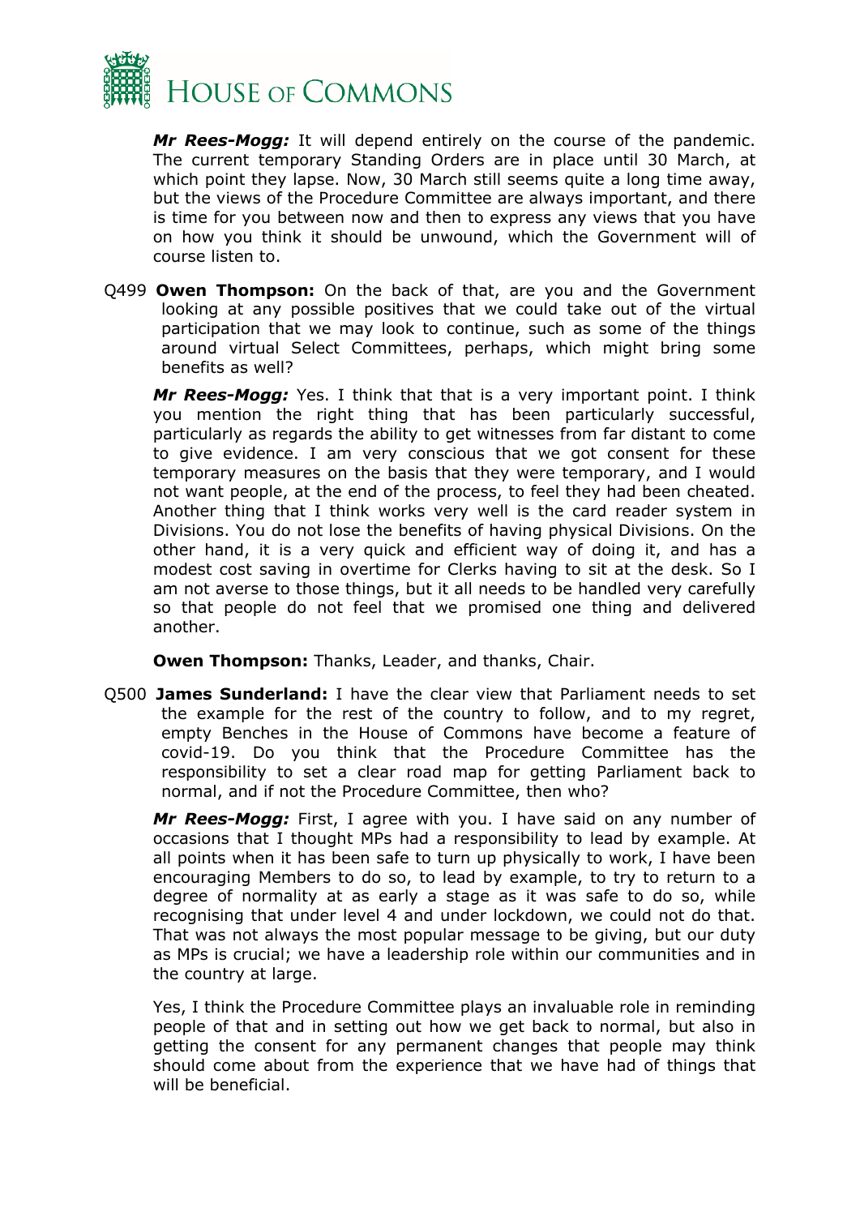***Mr Rees-Mogg:*** It will depend entirely on the course of the pandemic. The current temporary Standing Orders are in place until 30 March, at which point they lapse. Now, 30 March still seems quite a long time away, but the views of the Procedure Committee are always important, and there is time for you between now and then to express any views that you have on how you think it should be unwound, which the Government will of course listen to.

Q499 **Owen Thompson:** On the back of that, are you and the Government looking at any possible positives that we could take out of the virtual participation that we may look to continue, such as some of the things around virtual Select Committees, perhaps, which might bring some benefits as well?

***Mr Rees-Mogg:*** Yes. I think that that is a very important point. I think you mention the right thing that has been particularly successful, particularly as regards the ability to get witnesses from far distant to come to give evidence. I am very conscious that we got consent for these temporary measures on the basis that they were temporary, and I would not want people, at the end of the process, to feel they had been cheated. Another thing that I think works very well is the card reader system in Divisions. You do not lose the benefits of having physical Divisions. On the other hand, it is a very quick and efficient way of doing it, and has a modest cost saving in overtime for Clerks having to sit at the desk. So I am not averse to those things, but it all needs to be handled very carefully so that people do not feel that we promised one thing and delivered another.

**Owen Thompson:** Thanks, Leader, and thanks, Chair.

Q500 **James Sunderland:** I have the clear view that Parliament needs to set the example for the rest of the country to follow, and to my regret, empty Benches in the House of Commons have become a feature of covid-19. Do you think that the Procedure Committee has the responsibility to set a clear road map for getting Parliament back to normal, and if not the Procedure Committee, then who?

***Mr Rees-Mogg:*** First, I agree with you. I have said on any number of occasions that I thought MPs had a responsibility to lead by example. At all points when it has been safe to turn up physically to work, I have been encouraging Members to do so, to lead by example, to try to return to a degree of normality at as early a stage as it was safe to do so, while recognising that under level 4 and under lockdown, we could not do that. That was not always the most popular message to be giving, but our duty as MPs is crucial; we have a leadership role within our communities and in the country at large.

Yes, I think the Procedure Committee plays an invaluable role in reminding people of that and in setting out how we get back to normal, but also in getting the consent for any permanent changes that people may think should come about from the experience that we have had of things that will be beneficial.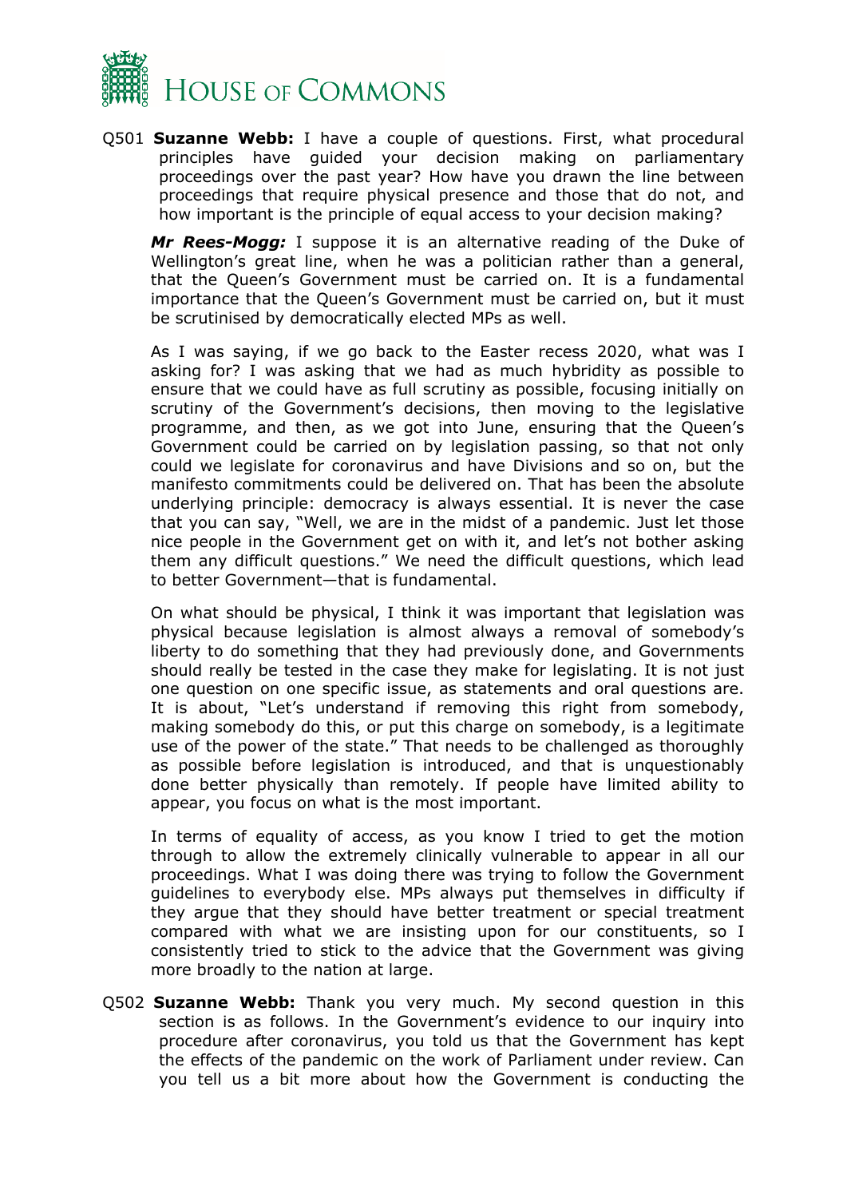Q501 **Suzanne Webb:** I have a couple of questions. First, what procedural principles have guided your decision making on parliamentary proceedings over the past year? How have you drawn the line between proceedings that require physical presence and those that do not, and how important is the principle of equal access to your decision making?

***Mr Rees-Mogg:*** I suppose it is an alternative reading of the Duke of Wellington's great line, when he was a politician rather than a general, that the Queen's Government must be carried on. It is a fundamental importance that the Queen's Government must be carried on, but it must be scrutinised by democratically elected MPs as well.

As I was saying, if we go back to the Easter recess 2020, what was I asking for? I was asking that we had as much hybridity as possible to ensure that we could have as full scrutiny as possible, focusing initially on scrutiny of the Government's decisions, then moving to the legislative programme, and then, as we got into June, ensuring that the Queen's Government could be carried on by legislation passing, so that not only could we legislate for coronavirus and have Divisions and so on, but the manifesto commitments could be delivered on. That has been the absolute underlying principle: democracy is always essential. It is never the case that you can say, "Well, we are in the midst of a pandemic. Just let those nice people in the Government get on with it, and let's not bother asking them any difficult questions." We need the difficult questions, which lead to better Government—that is fundamental.

On what should be physical, I think it was important that legislation was physical because legislation is almost always a removal of somebody's liberty to do something that they had previously done, and Governments should really be tested in the case they make for legislating. It is not just one question on one specific issue, as statements and oral questions are. It is about, "Let's understand if removing this right from somebody, making somebody do this, or put this charge on somebody, is a legitimate use of the power of the state." That needs to be challenged as thoroughly as possible before legislation is introduced, and that is unquestionably done better physically than remotely. If people have limited ability to appear, you focus on what is the most important.

In terms of equality of access, as you know I tried to get the motion through to allow the extremely clinically vulnerable to appear in all our proceedings. What I was doing there was trying to follow the Government guidelines to everybody else. MPs always put themselves in difficulty if they argue that they should have better treatment or special treatment compared with what we are insisting upon for our constituents, so I consistently tried to stick to the advice that the Government was giving more broadly to the nation at large.

Q502 **Suzanne Webb:** Thank you very much. My second question in this section is as follows. In the Government's evidence to our inquiry into procedure after coronavirus, you told us that the Government has kept the effects of the pandemic on the work of Parliament under review. Can you tell us a bit more about how the Government is conducting the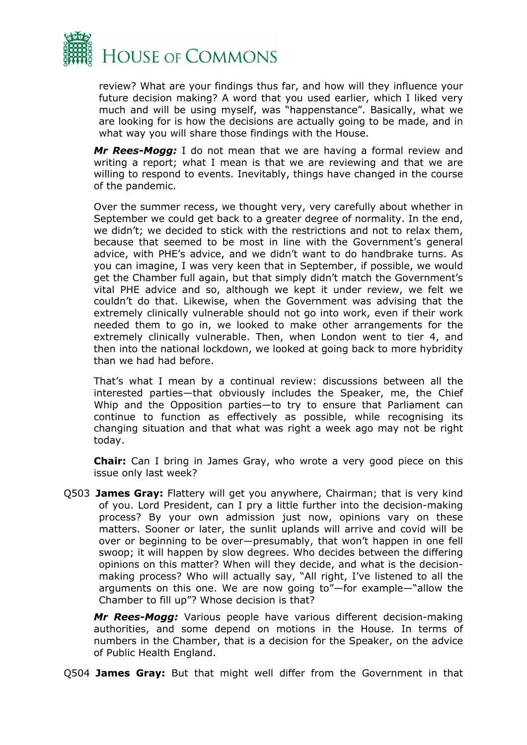review? What are your findings thus far, and how will they influence your future decision making? A word that you used earlier, which I liked very much and will be using myself, was "happenstance". Basically, what we are looking for is how the decisions are actually going to be made, and in what way you will share those findings with the House.

***Mr Rees-Mogg:*** I do not mean that we are having a formal review and writing a report; what I mean is that we are reviewing and that we are willing to respond to events. Inevitably, things have changed in the course of the pandemic.

Over the summer recess, we thought very, very carefully about whether in September we could get back to a greater degree of normality. In the end, we didn't; we decided to stick with the restrictions and not to relax them, because that seemed to be most in line with the Government's general advice, with PHE's advice, and we didn't want to do handbrake turns. As you can imagine, I was very keen that in September, if possible, we would get the Chamber full again, but that simply didn't match the Government's vital PHE advice and so, although we kept it under review, we felt we couldn't do that. Likewise, when the Government was advising that the extremely clinically vulnerable should not go into work, even if their work needed them to go in, we looked to make other arrangements for the extremely clinically vulnerable. Then, when London went to tier 4, and then into the national lockdown, we looked at going back to more hybridity than we had had before.

That's what I mean by a continual review: discussions between all the interested parties—that obviously includes the Speaker, me, the Chief Whip and the Opposition parties—to try to ensure that Parliament can continue to function as effectively as possible, while recognising its changing situation and that what was right a week ago may not be right today.

**Chair:** Can I bring in James Gray, who wrote a very good piece on this issue only last week?

Q503 **James Gray:** Flattery will get you anywhere, Chairman; that is very kind of you. Lord President, can I pry a little further into the decision-making process? By your own admission just now, opinions vary on these matters. Sooner or later, the sunlit uplands will arrive and covid will be over or beginning to be over—presumably, that won't happen in one fell swoop; it will happen by slow degrees. Who decides between the differing opinions on this matter? When will they decide, and what is the decision-making process? Who will actually say, "All right, I've listened to all the arguments on this one. We are now going to"—for example—"allow the Chamber to fill up"? Whose decision is that?

***Mr Rees-Mogg:*** Various people have various different decision-making authorities, and some depend on motions in the House. In terms of numbers in the Chamber, that is a decision for the Speaker, on the advice of Public Health England.

Q504 **James Gray:** But that might well differ from the Government in that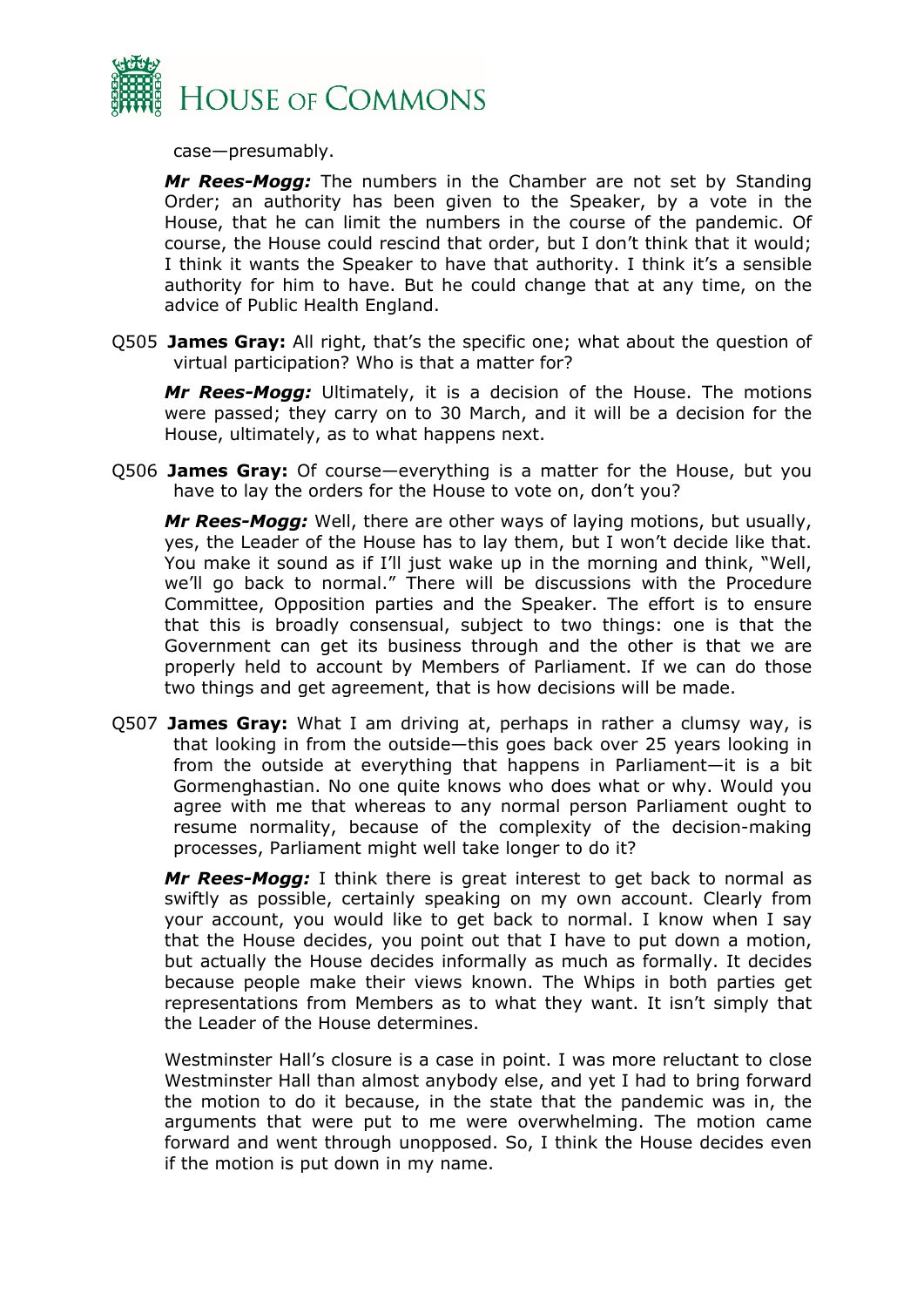case—presumably.

***Mr Rees-Mogg:*** The numbers in the Chamber are not set by Standing Order; an authority has been given to the Speaker, by a vote in the House, that he can limit the numbers in the course of the pandemic. Of course, the House could rescind that order, but I don't think that it would; I think it wants the Speaker to have that authority. I think it's a sensible authority for him to have. But he could change that at any time, on the advice of Public Health England.

Q505 **James Gray:** All right, that's the specific one; what about the question of virtual participation? Who is that a matter for?

***Mr Rees-Mogg:*** Ultimately, it is a decision of the House. The motions were passed; they carry on to 30 March, and it will be a decision for the House, ultimately, as to what happens next.

Q506 **James Gray:** Of course—everything is a matter for the House, but you have to lay the orders for the House to vote on, don't you?

***Mr Rees-Mogg:*** Well, there are other ways of laying motions, but usually, yes, the Leader of the House has to lay them, but I won't decide like that. You make it sound as if I'll just wake up in the morning and think, "Well, we'll go back to normal." There will be discussions with the Procedure Committee, Opposition parties and the Speaker. The effort is to ensure that this is broadly consensual, subject to two things: one is that the Government can get its business through and the other is that we are properly held to account by Members of Parliament. If we can do those two things and get agreement, that is how decisions will be made.

Q507 **James Gray:** What I am driving at, perhaps in rather a clumsy way, is that looking in from the outside—this goes back over 25 years looking in from the outside at everything that happens in Parliament—it is a bit Gormenghastian. No one quite knows who does what or why. Would you agree with me that whereas to any normal person Parliament ought to resume normality, because of the complexity of the decision-making processes, Parliament might well take longer to do it?

***Mr Rees-Mogg:*** I think there is great interest to get back to normal as swiftly as possible, certainly speaking on my own account. Clearly from your account, you would like to get back to normal. I know when I say that the House decides, you point out that I have to put down a motion, but actually the House decides informally as much as formally. It decides because people make their views known. The Whips in both parties get representations from Members as to what they want. It isn't simply that the Leader of the House determines.

Westminster Hall's closure is a case in point. I was more reluctant to close Westminster Hall than almost anybody else, and yet I had to bring forward the motion to do it because, in the state that the pandemic was in, the arguments that were put to me were overwhelming. The motion came forward and went through unopposed. So, I think the House decides even if the motion is put down in my name.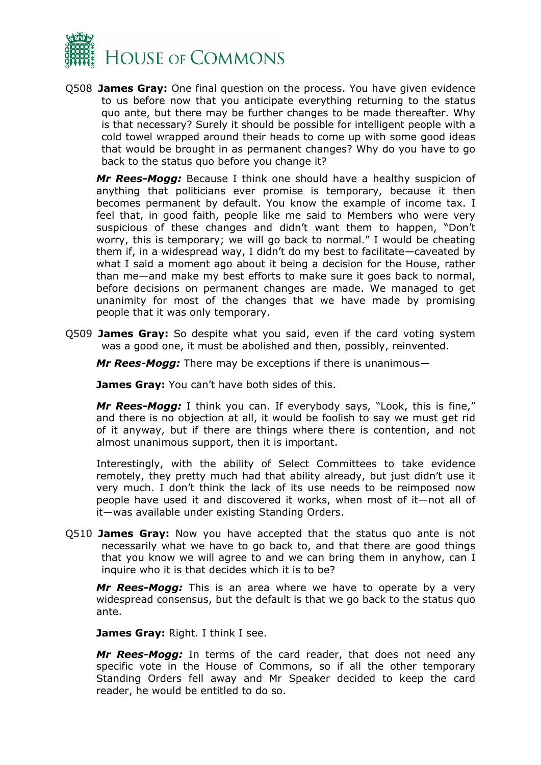Q508 **James Gray:** One final question on the process. You have given evidence to us before now that you anticipate everything returning to the status quo ante, but there may be further changes to be made thereafter. Why is that necessary? Surely it should be possible for intelligent people with a cold towel wrapped around their heads to come up with some good ideas that would be brought in as permanent changes? Why do you have to go back to the status quo before you change it?

***Mr Rees-Mogg:*** Because I think one should have a healthy suspicion of anything that politicians ever promise is temporary, because it then becomes permanent by default. You know the example of income tax. I feel that, in good faith, people like me said to Members who were very suspicious of these changes and didn't want them to happen, "Don't worry, this is temporary; we will go back to normal." I would be cheating them if, in a widespread way, I didn't do my best to facilitate—caveated by what I said a moment ago about it being a decision for the House, rather than me—and make my best efforts to make sure it goes back to normal, before decisions on permanent changes are made. We managed to get unanimity for most of the changes that we have made by promising people that it was only temporary.

Q509 **James Gray:** So despite what you said, even if the card voting system was a good one, it must be abolished and then, possibly, reinvented.

***Mr Rees-Mogg:*** There may be exceptions if there is unanimous—

**James Gray:** You can't have both sides of this.

***Mr Rees-Mogg:*** I think you can. If everybody says, "Look, this is fine," and there is no objection at all, it would be foolish to say we must get rid of it anyway, but if there are things where there is contention, and not almost unanimous support, then it is important.

Interestingly, with the ability of Select Committees to take evidence remotely, they pretty much had that ability already, but just didn't use it very much. I don't think the lack of its use needs to be reimposed now people have used it and discovered it works, when most of it—not all of it—was available under existing Standing Orders.

Q510 **James Gray:** Now you have accepted that the status quo ante is not necessarily what we have to go back to, and that there are good things that you know we will agree to and we can bring them in anyhow, can I inquire who it is that decides which it is to be?

***Mr Rees-Mogg:*** This is an area where we have to operate by a very widespread consensus, but the default is that we go back to the status quo ante.

**James Gray:** Right. I think I see.

***Mr Rees-Mogg:*** In terms of the card reader, that does not need any specific vote in the House of Commons, so if all the other temporary Standing Orders fell away and Mr Speaker decided to keep the card reader, he would be entitled to do so.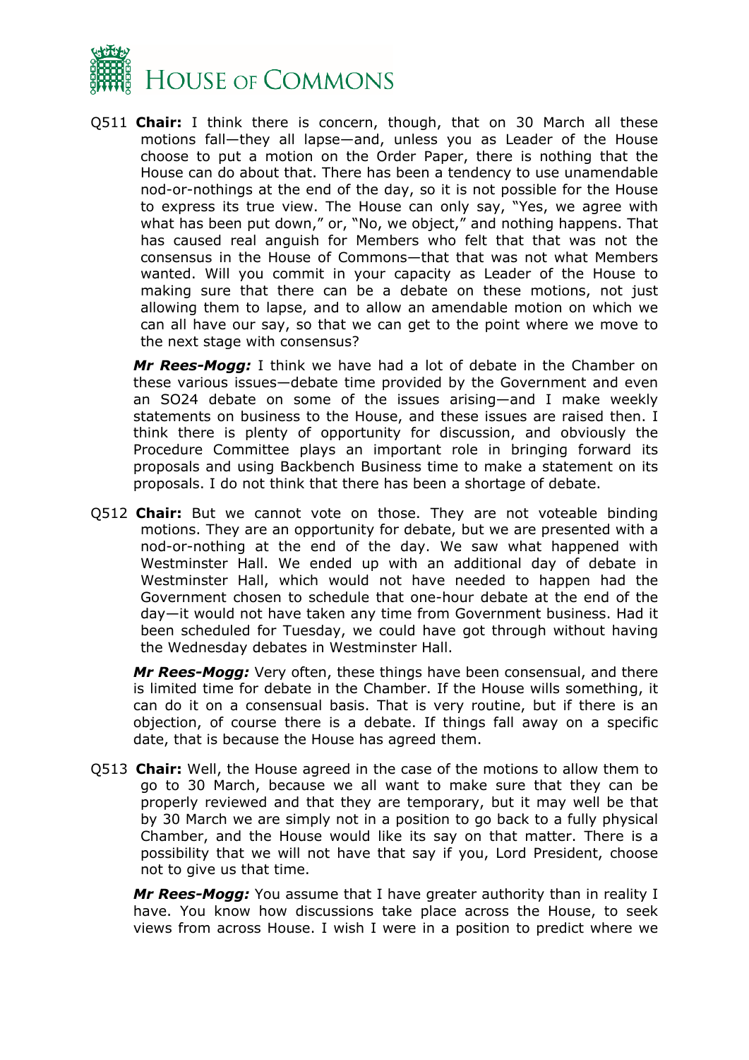Q511 **Chair:** I think there is concern, though, that on 30 March all these motions fall—they all lapse—and, unless you as Leader of the House choose to put a motion on the Order Paper, there is nothing that the House can do about that. There has been a tendency to use unamendable nod-or-nothings at the end of the day, so it is not possible for the House to express its true view. The House can only say, "Yes, we agree with what has been put down," or, "No, we object," and nothing happens. That has caused real anguish for Members who felt that that was not the consensus in the House of Commons—that that was not what Members wanted. Will you commit in your capacity as Leader of the House to making sure that there can be a debate on these motions, not just allowing them to lapse, and to allow an amendable motion on which we can all have our say, so that we can get to the point where we move to the next stage with consensus?

***Mr Rees-Mogg:*** I think we have had a lot of debate in the Chamber on these various issues—debate time provided by the Government and even an SO24 debate on some of the issues arising—and I make weekly statements on business to the House, and these issues are raised then. I think there is plenty of opportunity for discussion, and obviously the Procedure Committee plays an important role in bringing forward its proposals and using Backbench Business time to make a statement on its proposals. I do not think that there has been a shortage of debate.

Q512 **Chair:** But we cannot vote on those. They are not voteable binding motions. They are an opportunity for debate, but we are presented with a nod-or-nothing at the end of the day. We saw what happened with Westminster Hall. We ended up with an additional day of debate in Westminster Hall, which would not have needed to happen had the Government chosen to schedule that one-hour debate at the end of the day—it would not have taken any time from Government business. Had it been scheduled for Tuesday, we could have got through without having the Wednesday debates in Westminster Hall.

***Mr Rees-Mogg:*** Very often, these things have been consensual, and there is limited time for debate in the Chamber. If the House wills something, it can do it on a consensual basis. That is very routine, but if there is an objection, of course there is a debate. If things fall away on a specific date, that is because the House has agreed them.

Q513 **Chair:** Well, the House agreed in the case of the motions to allow them to go to 30 March, because we all want to make sure that they can be properly reviewed and that they are temporary, but it may well be that by 30 March we are simply not in a position to go back to a fully physical Chamber, and the House would like its say on that matter. There is a possibility that we will not have that say if you, Lord President, choose not to give us that time.

***Mr Rees-Mogg:*** You assume that I have greater authority than in reality I have. You know how discussions take place across the House, to seek views from across House. I wish I were in a position to predict where we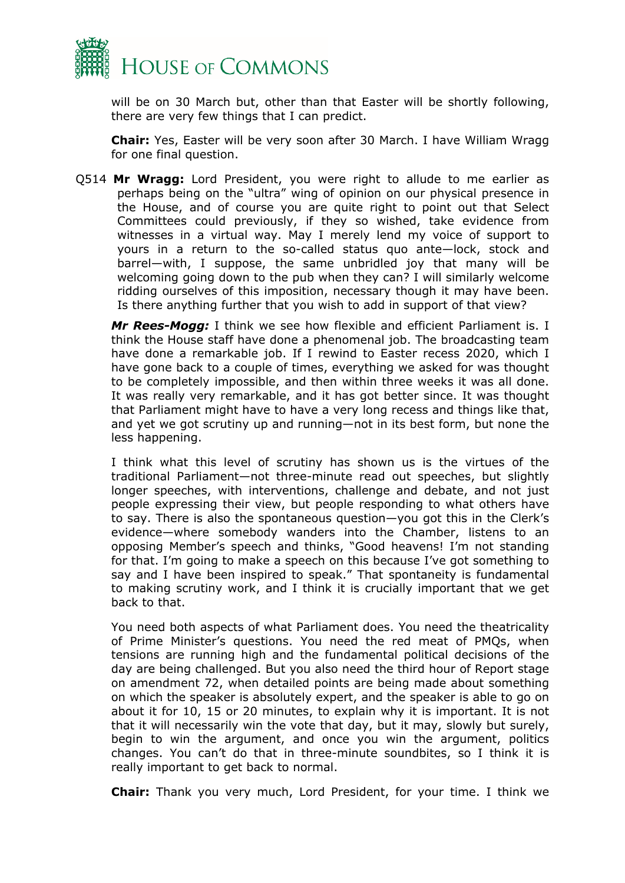will be on 30 March but, other than that Easter will be shortly following, there are very few things that I can predict.

**Chair:** Yes, Easter will be very soon after 30 March. I have William Wragg for one final question.

Q514 **Mr Wragg:** Lord President, you were right to allude to me earlier as perhaps being on the "ultra" wing of opinion on our physical presence in the House, and of course you are quite right to point out that Select Committees could previously, if they so wished, take evidence from witnesses in a virtual way. May I merely lend my voice of support to yours in a return to the so-called status quo ante—lock, stock and barrel—with, I suppose, the same unbridled joy that many will be welcoming going down to the pub when they can? I will similarly welcome ridding ourselves of this imposition, necessary though it may have been. Is there anything further that you wish to add in support of that view?

***Mr Rees-Mogg:*** I think we see how flexible and efficient Parliament is. I think the House staff have done a phenomenal job. The broadcasting team have done a remarkable job. If I rewind to Easter recess 2020, which I have gone back to a couple of times, everything we asked for was thought to be completely impossible, and then within three weeks it was all done. It was really very remarkable, and it has got better since. It was thought that Parliament might have to have a very long recess and things like that, and yet we got scrutiny up and running—not in its best form, but none the less happening.

I think what this level of scrutiny has shown us is the virtues of the traditional Parliament—not three-minute read out speeches, but slightly longer speeches, with interventions, challenge and debate, and not just people expressing their view, but people responding to what others have to say. There is also the spontaneous question—you got this in the Clerk's evidence—where somebody wanders into the Chamber, listens to an opposing Member's speech and thinks, "Good heavens! I'm not standing for that. I'm going to make a speech on this because I've got something to say and I have been inspired to speak." That spontaneity is fundamental to making scrutiny work, and I think it is crucially important that we get back to that.

You need both aspects of what Parliament does. You need the theatricality of Prime Minister's questions. You need the red meat of PMQs, when tensions are running high and the fundamental political decisions of the day are being challenged. But you also need the third hour of Report stage on amendment 72, when detailed points are being made about something on which the speaker is absolutely expert, and the speaker is able to go on about it for 10, 15 or 20 minutes, to explain why it is important. It is not that it will necessarily win the vote that day, but it may, slowly but surely, begin to win the argument, and once you win the argument, politics changes. You can't do that in three-minute soundbites, so I think it is really important to get back to normal.

**Chair:** Thank you very much, Lord President, for your time. I think we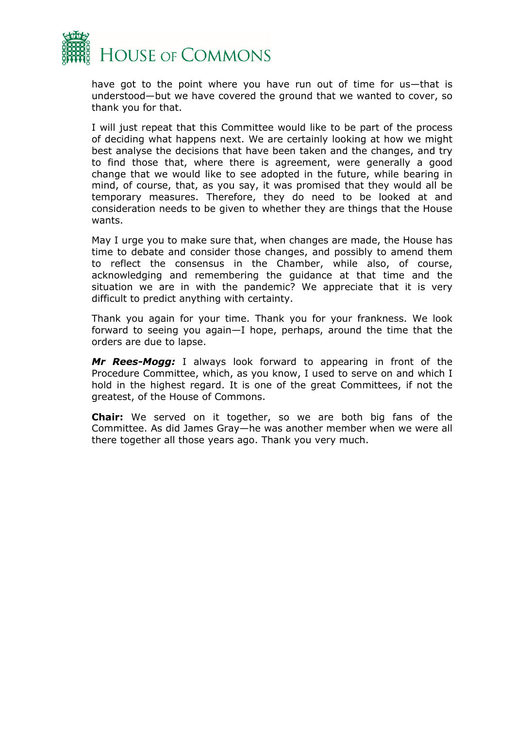have got to the point where you have run out of time for us—that is understood—but we have covered the ground that we wanted to cover, so thank you for that.

I will just repeat that this Committee would like to be part of the process of deciding what happens next. We are certainly looking at how we might best analyse the decisions that have been taken and the changes, and try to find those that, where there is agreement, were generally a good change that we would like to see adopted in the future, while bearing in mind, of course, that, as you say, it was promised that they would all be temporary measures. Therefore, they do need to be looked at and consideration needs to be given to whether they are things that the House wants.

May I urge you to make sure that, when changes are made, the House has time to debate and consider those changes, and possibly to amend them to reflect the consensus in the Chamber, while also, of course, acknowledging and remembering the guidance at that time and the situation we are in with the pandemic? We appreciate that it is very difficult to predict anything with certainty.

Thank you again for your time. Thank you for your frankness. We look forward to seeing you again—I hope, perhaps, around the time that the orders are due to lapse.

***Mr Rees-Mogg:*** I always look forward to appearing in front of the Procedure Committee, which, as you know, I used to serve on and which I hold in the highest regard. It is one of the great Committees, if not the greatest, of the House of Commons.

**Chair:** We served on it together, so we are both big fans of the Committee. As did James Gray—he was another member when we were all there together all those years ago. Thank you very much.